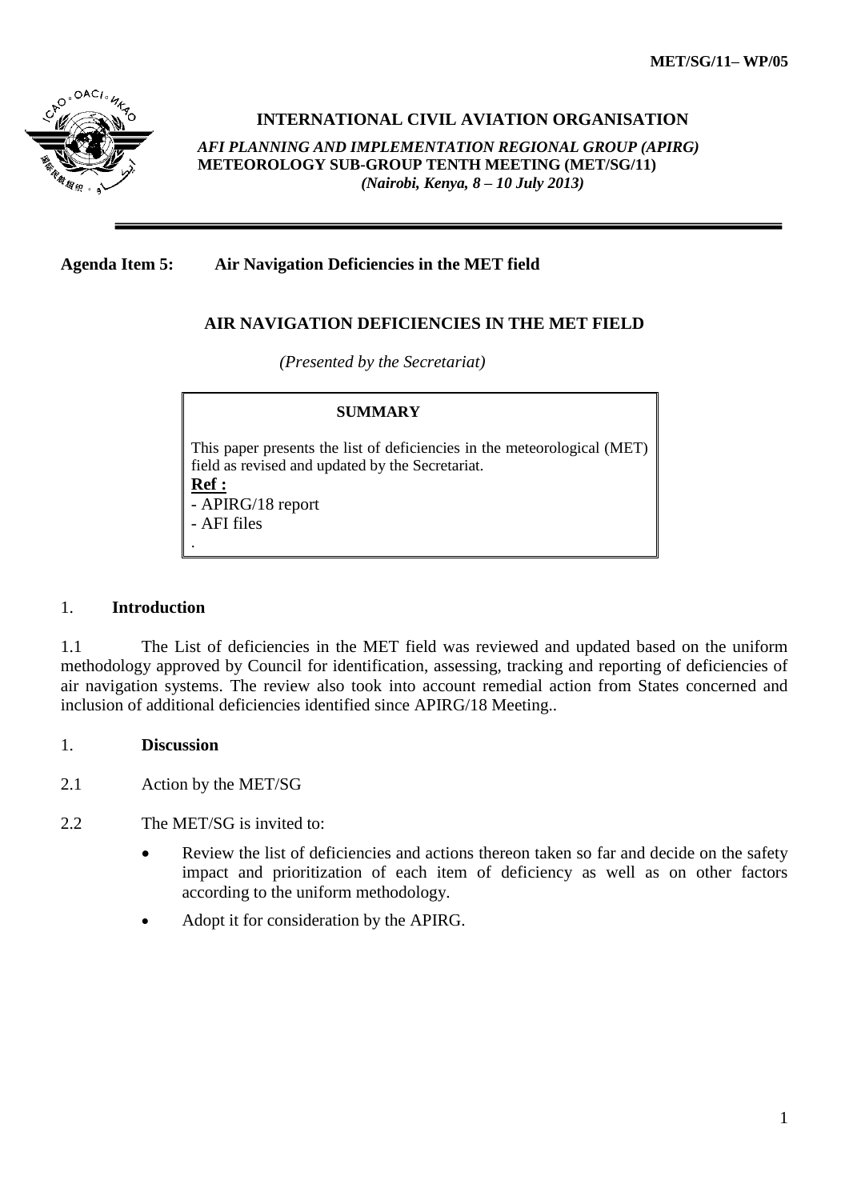MET/SG/11– WP/05

**INTERNATIONAL CIVIL AVIATION ORGANISATION**

***AFI PLANNING AND IMPLEMENTATION REGIONAL GROUP (APIRG)***
**METEOROLOGY SUB-GROUP TENTH MEETING (MET/SG/11)**
***(Nairobi, Kenya, 8 – 10 July 2013)***

---

**Agenda Item 5: Air Navigation Deficiencies in the MET field**

## AIR NAVIGATION DEFICIENCIES IN THE MET FIELD

*(Presented by the Secretariat)*

> **SUMMARY**
>
> This paper presents the list of deficiencies in the meteorological (MET) field as revised and updated by the Secretariat.
>
> **Ref :**
> - APIRG/18 report
> - AFI files
>
> .

## 1. Introduction

1.1 The List of deficiencies in the MET field was reviewed and updated based on the uniform methodology approved by Council for identification, assessing, tracking and reporting of deficiencies of air navigation systems. The review also took into account remedial action from States concerned and inclusion of additional deficiencies identified since APIRG/18 Meeting..

## 1. Discussion

2.1 Action by the MET/SG

2.2 The MET/SG is invited to:

- Review the list of deficiencies and actions thereon taken so far and decide on the safety impact and prioritization of each item of deficiency as well as on other factors according to the uniform methodology.
- Adopt it for consideration by the APIRG.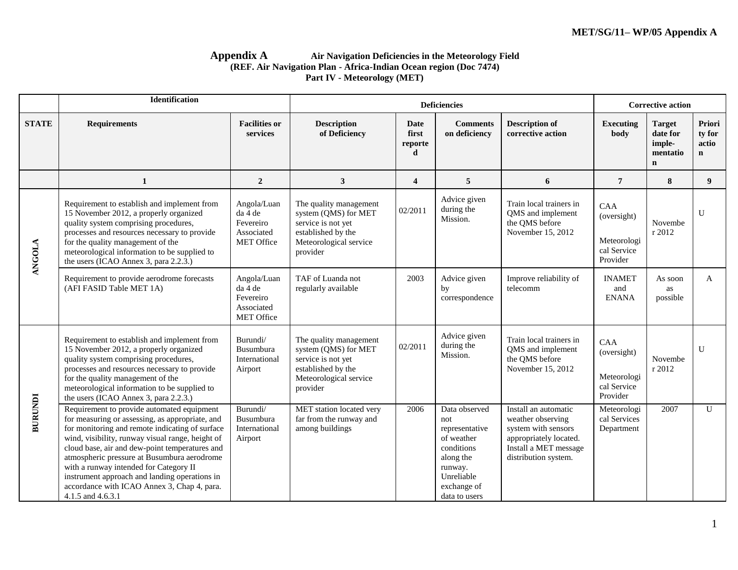**Appendix A** **Air Navigation Deficiencies in the Meteorology Field**
**(REF. Air Navigation Plan - Africa-Indian Ocean region (Doc 7474)**
**Part IV - Meteorology (MET)**

| | Identification | | Deficiencies | | | | Corrective action | | |
|---|---|---|---|---|---|---|---|---|---|
| **STATE** | **Requirements** | **Facilities or services** | **Description of Deficiency** | **Date first reported** | **Comments on deficiency** | **Description of corrective action** | **Executing body** | **Target date for imple-mentation** | **Priority for action** |
| | **1** | **2** | **3** | **4** | **5** | **6** | **7** | **8** | **9** |
| **ANGOLA** | Requirement to establish and implement from 15 November 2012, a properly organized quality system comprising procedures, processes and resources necessary to provide for the quality management of the meteorological information to be supplied to the users (ICAO Annex 3, para 2.2.3.) | Angola/Luanda 4 de Fevereiro Associated MET Office | The quality management system (QMS) for MET service is not yet established by the Meteorological service provider | 02/2011 | Advice given during the Mission. | Train local trainers in QMS and implement the QMS before November 15, 2012 | CAA (oversight) Meteorological Service Provider | November 2012 | U |
| | Requirement to provide aerodrome forecasts (AFI FASID Table MET 1A) | Angola/Luanda 4 de Fevereiro Associated MET Office | TAF of Luanda not regularly available | 2003 | Advice given by correspondence | Improve reliability of telecomm | INAMET and ENANA | As soon as possible | A |
| **BURUNDI** | Requirement to establish and implement from 15 November 2012, a properly organized quality system comprising procedures, processes and resources necessary to provide for the quality management of the meteorological information to be supplied to the users (ICAO Annex 3, para 2.2.3.) | Burundi/ Busumbura International Airport | The quality management system (QMS) for MET service is not yet established by the Meteorological service provider | 02/2011 | Advice given during the Mission. | Train local trainers in QMS and implement the QMS before November 15, 2012 | CAA (oversight) Meteorological Service Provider | November 2012 | U |
| | Requirement to provide automated equipment for measuring or assessing, as appropriate, and for monitoring and remote indicating of surface wind, visibility, runway visual range, height of cloud base, air and dew-point temperatures and atmospheric pressure at Busumbura aerodrome with a runway intended for Category II instrument approach and landing operations in accordance with ICAO Annex 3, Chap 4, para. 4.1.5 and 4.6.3.1 | Burundi/ Busumbura International Airport | MET station located very far from the runway and among buildings | 2006 | Data observed not representative of weather conditions along the runway. Unreliable exchange of data to users | Install an automatic weather observing system with sensors appropriately located. Install a MET message distribution system. | Meteorological Services Department | 2007 | U |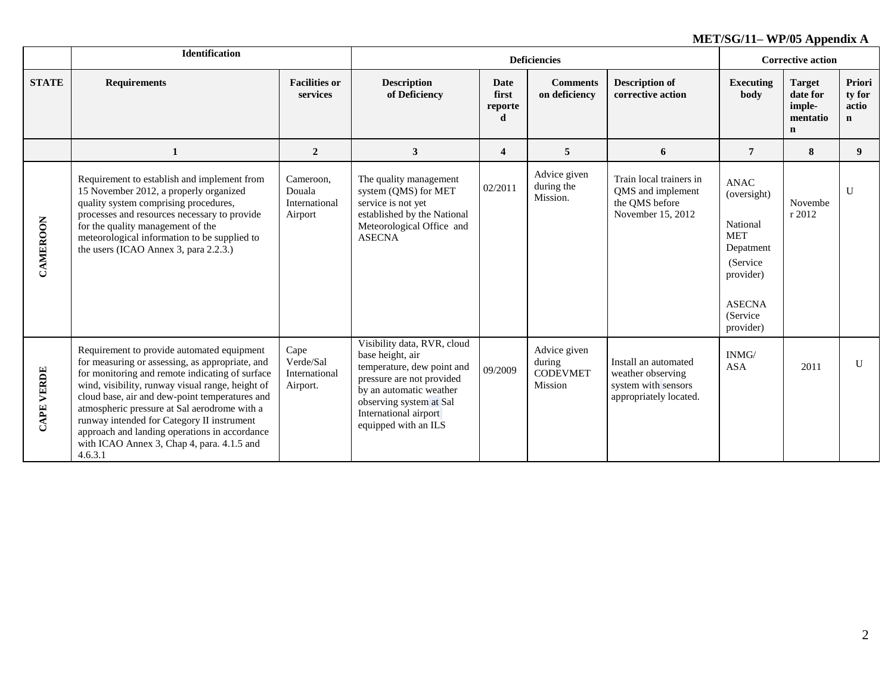**MET/SG/11– WP/05 Appendix A**

| | Identification | | Deficiencies | | | | Corrective action | | |
|---|---|---|---|---|---|---|---|---|---|
| **STATE** | **Requirements** | **Facilities or services** | **Description of Deficiency** | **Date first reported** | **Comments on deficiency** | **Description of corrective action** | **Executing body** | **Target date for imple-mentation** | **Priority for action** |
| | **1** | **2** | **3** | **4** | **5** | **6** | **7** | **8** | **9** |
| **CAMEROON** | Requirement to establish and implement from 15 November 2012, a properly organized quality system comprising procedures, processes and resources necessary to provide for the quality management of the meteorological information to be supplied to the users (ICAO Annex 3, para 2.2.3.) | Cameroon, Douala International Airport | The quality management system (QMS) for MET service is not yet established by the National Meteorological Office and ASECNA | 02/2011 | Advice given during the Mission. | Train local trainers in QMS and implement the QMS before November 15, 2012 | ANAC (oversight)<br><br>National MET Depatment (Service provider)<br><br>ASECNA (Service provider) | November 2012 | U |
| **CAPE VERDE** | Requirement to provide automated equipment for measuring or assessing, as appropriate, and for monitoring and remote indicating of surface wind, visibility, runway visual range, height of cloud base, air and dew-point temperatures and atmospheric pressure at Sal aerodrome with a runway intended for Category II instrument approach and landing operations in accordance with ICAO Annex 3, Chap 4, para. 4.1.5 and 4.6.3.1 | Cape Verde/Sal International Airport. | Visibility data, RVR, cloud base height, air temperature, dew point and pressure are not provided by an automatic weather observing system at Sal International airport equipped with an ILS | 09/2009 | Advice given during CODEVMET Mission | Install an automated weather observing system with sensors appropriately located. | INMG/ ASA | 2011 | U |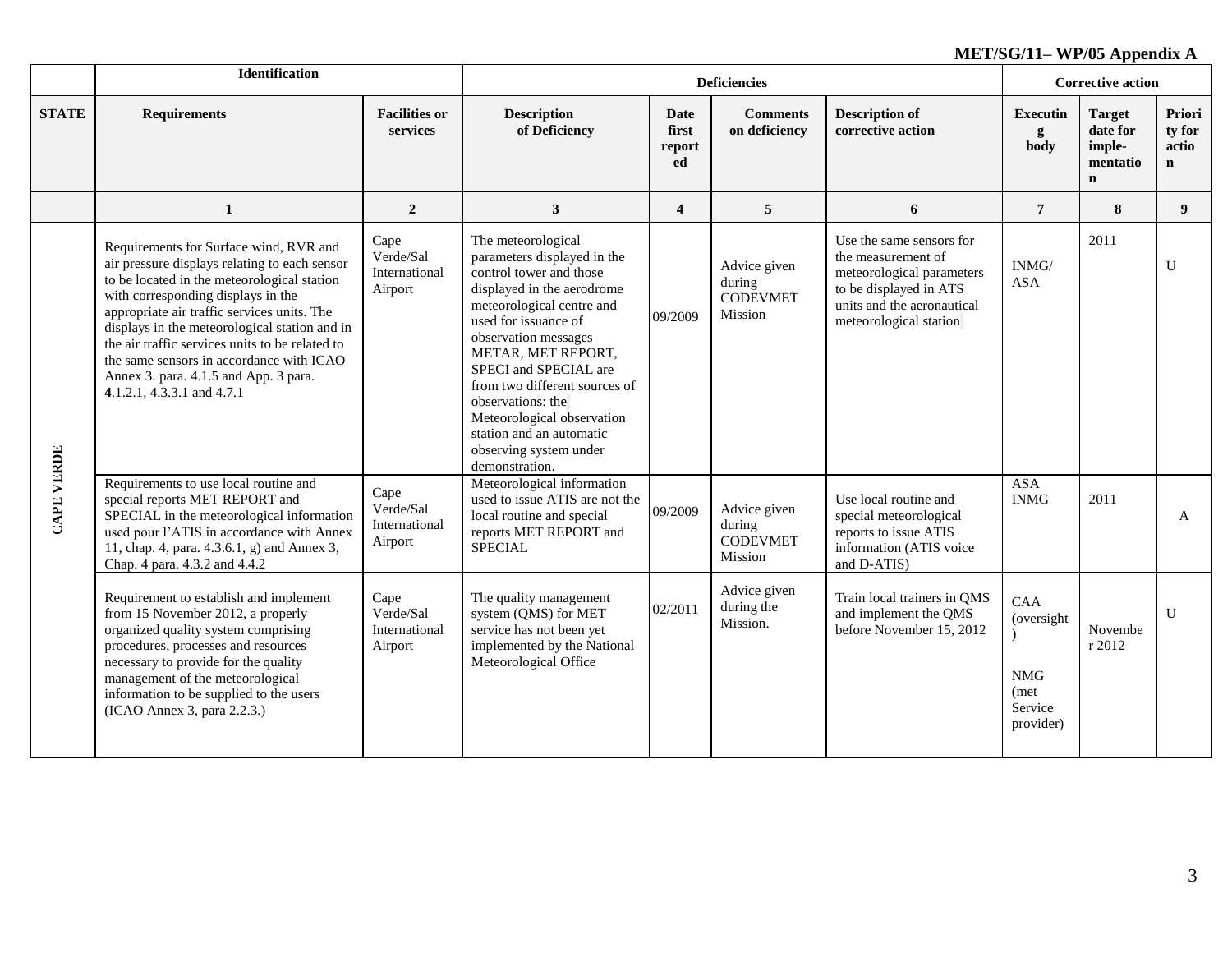MET/SG/11– WP/05 Appendix A

| | Identification | | Deficiencies | | | Corrective action | | | |
|---|---|---|---|---|---|---|---|---|---|
| **STATE** | **Requirements** | **Facilities or services** | **Description of Deficiency** | **Date first reported** | **Comments on deficiency** | **Description of corrective action** | **Executing body** | **Target date for implementation** | **Priority for action** |
| | **1** | **2** | **3** | **4** | **5** | **6** | **7** | **8** | **9** |
| **CAPE VERDE** | Requirements for Surface wind, RVR and air pressure displays relating to each sensor to be located in the meteorological station with corresponding displays in the appropriate air traffic services units. The displays in the meteorological station and in the air traffic services units to be related to the same sensors in accordance with ICAO Annex 3. para. 4.1.5 and App. 3 para. **4**.1.2.1, 4.3.3.1 and 4.7.1 | Cape Verde/Sal International Airport | The meteorological parameters displayed in the control tower and those displayed in the aerodrome meteorological centre and used for issuance of observation messages METAR, MET REPORT, SPECI and SPECIAL are from two different sources of observations: the Meteorological observation station and an automatic observing system under demonstration. | 09/2009 | Advice given during CODEVMET Mission | Use the same sensors for the measurement of meteorological parameters to be displayed in ATS units and the aeronautical meteorological station | INMG/ ASA | 2011 | U |
| | Requirements to use local routine and special reports MET REPORT and SPECIAL in the meteorological information used pour l'ATIS in accordance with Annex 11, chap. 4, para. 4.3.6.1, g) and Annex 3, Chap. 4 para. 4.3.2 and 4.4.2 | Cape Verde/Sal International Airport | Meteorological information used to issue ATIS are not the local routine and special reports MET REPORT and SPECIAL | 09/2009 | Advice given during CODEVMET Mission | Use local routine and special meteorological reports to issue ATIS information (ATIS voice and D-ATIS) | ASA INMG | 2011 | A |
| | Requirement to establish and implement from 15 November 2012, a properly organized quality system comprising procedures, processes and resources necessary to provide for the quality management of the meteorological information to be supplied to the users (ICAO Annex 3, para 2.2.3.) | Cape Verde/Sal International Airport | The quality management system (QMS) for MET service has not been yet implemented by the National Meteorological Office | 02/2011 | Advice given during the Mission. | Train local trainers in QMS and implement the QMS before November 15, 2012 | CAA (oversight) NMG (met Service provider) | November 2012 | U |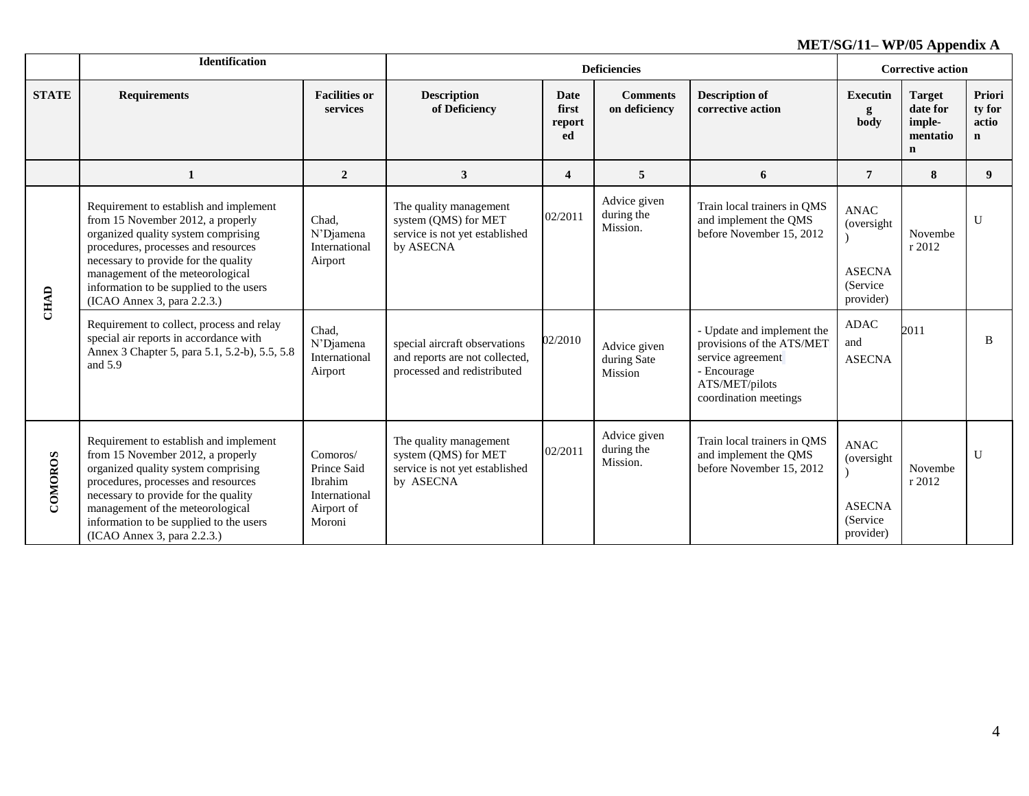**MET/SG/11– WP/05 Appendix A**

| | Identification | | Deficiencies | | | | Corrective action | | |
|---|---|---|---|---|---|---|---|---|---|
| **STATE** | **Requirements** | **Facilities or services** | **Description of Deficiency** | **Date first reported** | **Comments on deficiency** | **Description of corrective action** | **Executing body** | **Target date for imple-mentation** | **Priority for action** |
| | **1** | **2** | **3** | **4** | **5** | **6** | **7** | **8** | **9** |
| **CHAD** | Requirement to establish and implement from 15 November 2012, a properly organized quality system comprising procedures, processes and resources necessary to provide for the quality management of the meteorological information to be supplied to the users (ICAO Annex 3, para 2.2.3.) | Chad, N'Djamena International Airport | The quality management system (QMS) for MET service is not yet established by ASECNA | 02/2011 | Advice given during the Mission. | Train local trainers in QMS and implement the QMS before November 15, 2012 | ANAC (oversight) ASECNA (Service provider) | November 2012 | U |
| | Requirement to collect, process and relay special air reports in accordance with Annex 3 Chapter 5, para 5.1, 5.2-b), 5.5, 5.8 and 5.9 | Chad, N'Djamena International Airport | special aircraft observations and reports are not collected, processed and redistributed | 02/2010 | Advice given during Sate Mission | - Update and implement the provisions of the ATS/MET service agreement - Encourage ATS/MET/pilots coordination meetings | ADAC and ASECNA | 2011 | B |
| **COMOROS** | Requirement to establish and implement from 15 November 2012, a properly organized quality system comprising procedures, processes and resources necessary to provide for the quality management of the meteorological information to be supplied to the users (ICAO Annex 3, para 2.2.3.) | Comoros/ Prince Said Ibrahim International Airport of Moroni | The quality management system (QMS) for MET service is not yet established by ASECNA | 02/2011 | Advice given during the Mission. | Train local trainers in QMS and implement the QMS before November 15, 2012 | ANAC (oversight) ASECNA (Service provider) | November 2012 | U |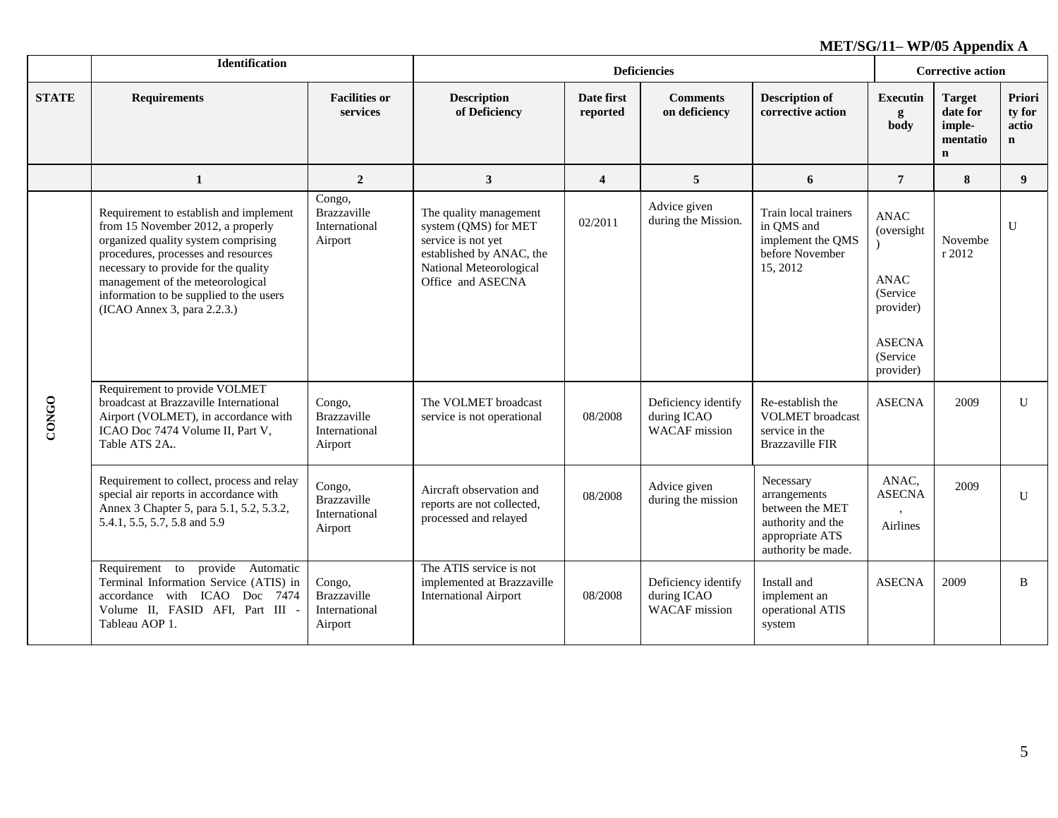**MET/SG/11– WP/05 Appendix A**

| | Identification | | Deficiencies | | | | Corrective action | | |
|---|---|---|---|---|---|---|---|---|---|
| STATE | Requirements | Facilities or services | Description of Deficiency | Date first reported | Comments on deficiency | Description of corrective action | Executing body | Target date for imple-mentation | Priority for action |
| | 1 | 2 | 3 | 4 | 5 | 6 | 7 | 8 | 9 |
| CONGO | Requirement to establish and implement from 15 November 2012, a properly organized quality system comprising procedures, processes and resources necessary to provide for the quality management of the meteorological information to be supplied to the users (ICAO Annex 3, para 2.2.3.) | Congo, Brazzaville International Airport | The quality management system (QMS) for MET service is not yet established by ANAC, the National Meteorological Office and ASECNA | 02/2011 | Advice given during the Mission. | Train local trainers in QMS and implement the QMS before November 15, 2012 | ANAC (oversight) ANAC (Service provider) ASECNA (Service provider) | November 2012 | U |
| | Requirement to provide VOLMET broadcast at Brazzaville International Airport (VOLMET), in accordance with ICAO Doc 7474 Volume II, Part V, Table ATS 2A.. | Congo, Brazzaville International Airport | The VOLMET broadcast service is not operational | 08/2008 | Deficiency identify during ICAO WACAF mission | Re-establish the VOLMET broadcast service in the Brazzaville FIR | ASECNA | 2009 | U |
| | Requirement to collect, process and relay special air reports in accordance with Annex 3 Chapter 5, para 5.1, 5.2, 5.3.2, 5.4.1, 5.5, 5.7, 5.8 and 5.9 | Congo, Brazzaville International Airport | Aircraft observation and reports are not collected, processed and relayed | 08/2008 | Advice given during the mission | Necessary arrangements between the MET authority and the appropriate ATS authority be made. | ANAC, ASECNA, Airlines | 2009 | U |
| | Requirement to provide Automatic Terminal Information Service (ATIS) in accordance with ICAO Doc 7474 Volume II, FASID AFI, Part III - Tableau AOP 1. | Congo, Brazzaville International Airport | The ATIS service is not implemented at Brazzaville International Airport | 08/2008 | Deficiency identify during ICAO WACAF mission | Install and implement an operational ATIS system | ASECNA | 2009 | B |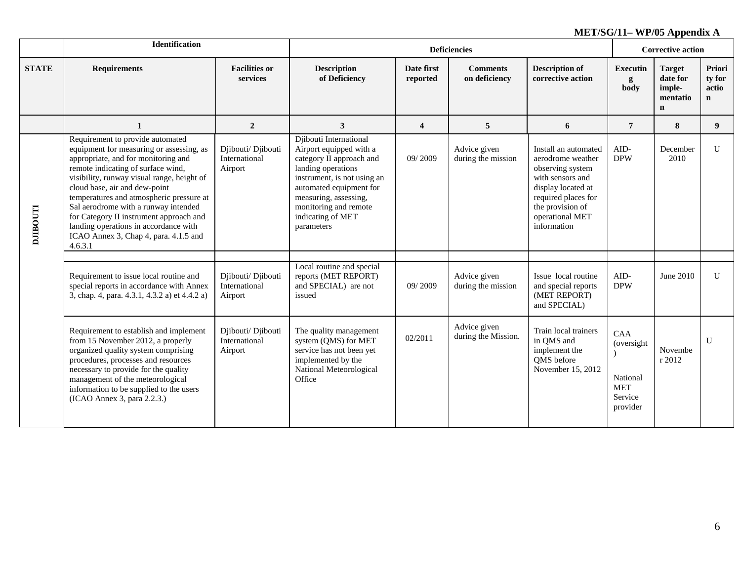**MET/SG/11– WP/05 Appendix A**

| | Identification | | Deficiencies | | | Corrective action | | | |
|---|---|---|---|---|---|---|---|---|---|
| **STATE** | **Requirements** | **Facilities or services** | **Description of Deficiency** | **Date first reported** | **Comments on deficiency** | **Description of corrective action** | **Executing body** | **Target date for imple-mentation** | **Priority for action** |
| | **1** | **2** | **3** | **4** | **5** | **6** | **7** | **8** | **9** |
| **DJIBOUTI** | Requirement to provide automated equipment for measuring or assessing, as appropriate, and for monitoring and remote indicating of surface wind, visibility, runway visual range, height of cloud base, air and dew-point temperatures and atmospheric pressure at Sal aerodrome with a runway intended for Category II instrument approach and landing operations in accordance with ICAO Annex 3, Chap 4, para. 4.1.5 and 4.6.3.1 | Djibouti/ Djibouti International Airport | Djibouti International Airport equipped with a category II approach and landing operations instrument, is not using an automated equipment for measuring, assessing, monitoring and remote indicating of MET parameters | 09/ 2009 | Advice given during the mission | Install an automated aerodrome weather observing system with sensors and display located at required places for the provision of operational MET information | AID-DPW | December 2010 | U |
| | | | | | | | | | |
| | Requirement to issue local routine and special reports in accordance with Annex 3, chap. 4, para. 4.3.1, 4.3.2 a) et 4.4.2 a) | Djibouti/ Djibouti International Airport | Local routine and special reports (MET REPORT) and SPECIAL) are not issued | 09/ 2009 | Advice given during the mission | Issue local routine and special reports (MET REPORT) and SPECIAL) | AID-DPW | June 2010 | U |
| | Requirement to establish and implement from 15 November 2012, a properly organized quality system comprising procedures, processes and resources necessary to provide for the quality management of the meteorological information to be supplied to the users (ICAO Annex 3, para 2.2.3.) | Djibouti/ Djibouti International Airport | The quality management system (QMS) for MET service has not been yet implemented by the National Meteorological Office | 02/2011 | Advice given during the Mission. | Train local trainers in QMS and implement the QMS before November 15, 2012 | CAA (oversight) National MET Service provider | November 2012 | U |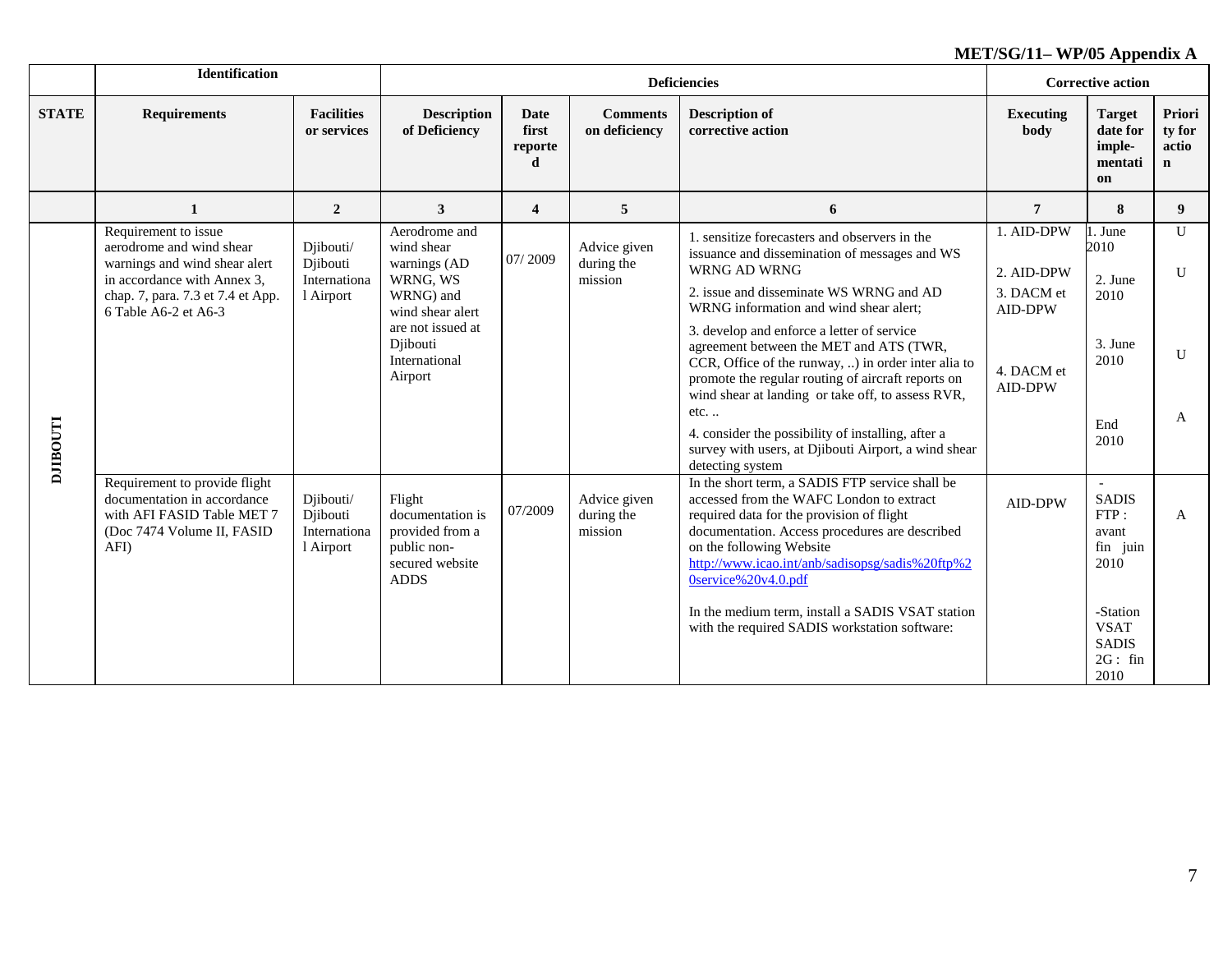**MET/SG/11– WP/05 Appendix A**

| | Identification | | Deficiencies | | | | Corrective action | | |
|---|---|---|---|---|---|---|---|---|---|
| **STATE** | **Requirements** | **Facilities or services** | **Description of Deficiency** | **Date first reported** | **Comments on deficiency** | **Description of corrective action** | **Executing body** | **Target date for imple-mentation** | **Priority for action** |
| | **1** | **2** | **3** | **4** | **5** | **6** | **7** | **8** | **9** |
| **DJIBOUTI** | Requirement to issue aerodrome and wind shear warnings and wind shear alert in accordance with Annex 3, chap. 7, para. 7.3 et 7.4 et App. 6 Table A6-2 et A6-3 | Djibouti/ Djibouti International Airport | Aerodrome and wind shear warnings (AD WRNG, WS WRNG) and wind shear alert are not issued at Djibouti International Airport | 07/ 2009 | Advice given during the mission | 1. sensitize forecasters and observers in the issuance and dissemination of messages and WS WRNG AD WRNG<br>2. issue and disseminate WS WRNG and AD WRNG information and wind shear alert;<br>3. develop and enforce a letter of service agreement between the MET and ATS (TWR, CCR, Office of the runway, ..) in order inter alia to promote the regular routing of aircraft reports on wind shear at landing or take off, to assess RVR, etc. ..<br>4. consider the possibility of installing, after a survey with users, at Djibouti Airport, a wind shear detecting system | 1. AID-DPW<br>2. AID-DPW<br>3. DACM et AID-DPW<br>4. DACM et AID-DPW | 1. June 2010<br>2. June 2010<br>3. June 2010<br>End 2010 | U<br>U<br>U<br>A |
| | Requirement to provide flight documentation in accordance with AFI FASID Table MET 7 (Doc 7474 Volume II, FASID AFI) | Djibouti/ Djibouti International Airport | Flight documentation is provided from a public non-secured website ADDS | 07/2009 | Advice given during the mission | In the short term, a SADIS FTP service shall be accessed from the WAFC London to extract required data for the provision of flight documentation. Access procedures are described on the following Website http://www.icao.int/anb/sadisopsg/sadis%20ftp%20service%20v4.0.pdf<br>In the medium term, install a SADIS VSAT station with the required SADIS workstation software: | AID-DPW | - SADIS FTP : avant fin juin 2010<br>-Station VSAT SADIS 2G : fin 2010 | A |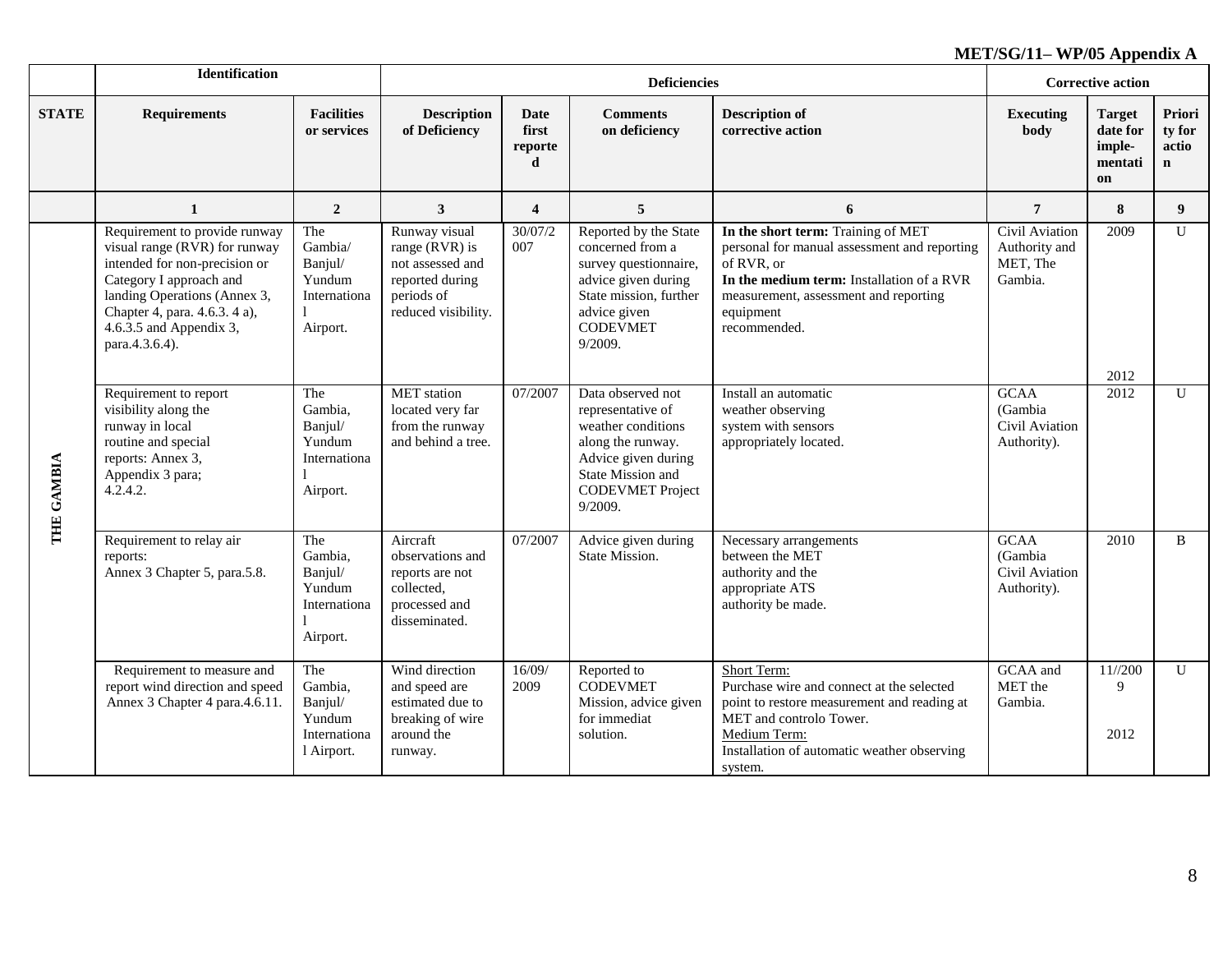MET/SG/11– WP/05 Appendix A

| | Identification | | Deficiencies | | | Corrective action | | | |
|---|---|---|---|---|---|---|---|---|---|
| **STATE** | **Requirements** | **Facilities or services** | **Description of Deficiency** | **Date first reported** | **Comments on deficiency** | **Description of corrective action** | **Executing body** | **Target date for imple-mentation** | **Priority for action** |
| | **1** | **2** | **3** | **4** | **5** | **6** | **7** | **8** | **9** |
| THE GAMBIA | Requirement to provide runway visual range (RVR) for runway intended for non-precision or Category I approach and landing Operations (Annex 3, Chapter 4, para. 4.6.3. 4 a), 4.6.3.5 and Appendix 3, para.4.3.6.4). | The Gambia/ Banjul/ Yundum International Airport. | Runway visual range (RVR) is not assessed and reported during periods of reduced visibility. | 30/07/2007 | Reported by the State concerned from a survey questionnaire, advice given during State mission, further advice given CODEVMET 9/2009. | **In the short term:** Training of MET personal for manual assessment and reporting of RVR, or **In the medium term:** Installation of a RVR measurement, assessment and reporting equipment recommended. | Civil Aviation Authority and MET, The Gambia. | 2009 2012 | U |
| | Requirement to report visibility along the runway in local routine and special reports: Annex 3, Appendix 3 para; 4.2.4.2. | The Gambia, Banjul/ Yundum International Airport. | MET station located very far from the runway and behind a tree. | 07/2007 | Data observed not representative of weather conditions along the runway. Advice given during State Mission and CODEVMET Project 9/2009. | Install an automatic weather observing system with sensors appropriately located. | GCAA (Gambia Civil Aviation Authority). | 2012 | U |
| | Requirement to relay air reports: Annex 3 Chapter 5, para.5.8. | The Gambia, Banjul/ Yundum International Airport. | Aircraft observations and reports are not collected, processed and disseminated. | 07/2007 | Advice given during State Mission. | Necessary arrangements between the MET authority and the appropriate ATS authority be made. | GCAA (Gambia Civil Aviation Authority). | 2010 | B |
| | Requirement to measure and report wind direction and speed Annex 3 Chapter 4 para.4.6.11. | The Gambia, Banjul/ Yundum International Airport. | Wind direction and speed are estimated due to breaking of wire around the runway. | 16/09/2009 | Reported to CODEVMET Mission, advice given for immediat solution. | Short Term: Purchase wire and connect at the selected point to restore measurement and reading at MET and controlo Tower. Medium Term: Installation of automatic weather observing system. | GCAA and MET the Gambia. | 11//2009 2012 | U |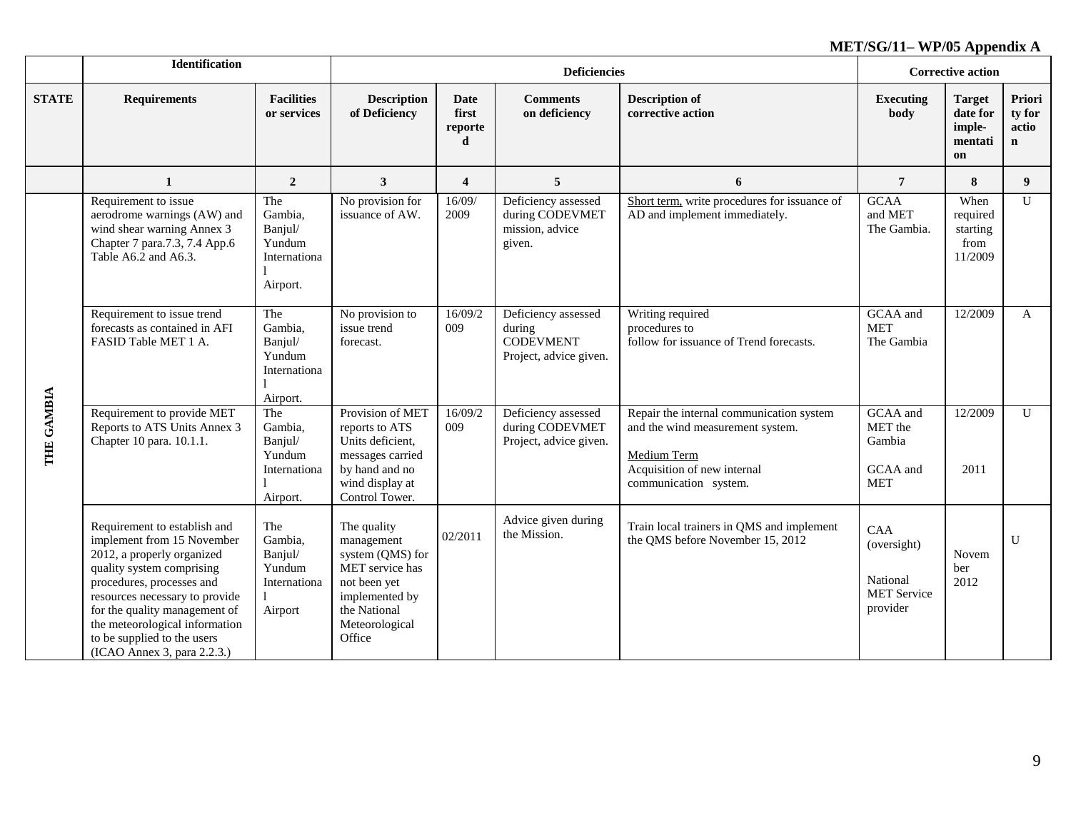**MET/SG/11– WP/05 Appendix A**

| | Identification | | Deficiencies | | | | Corrective action | | |
|---|---|---|---|---|---|---|---|---|---|
| **STATE** | **Requirements** | **Facilities or services** | **Description of Deficiency** | **Date first reported** | **Comments on deficiency** | **Description of corrective action** | **Executing body** | **Target date for imple-mentation** | **Priority for action** |
| | **1** | **2** | **3** | **4** | **5** | **6** | **7** | **8** | **9** |
| **THE GAMBIA** | Requirement to issue aerodrome warnings (AW) and wind shear warning Annex 3 Chapter 7 para.7.3, 7.4 App.6 Table A6.2 and A6.3. | The Gambia, Banjul/ Yundum International Airport. | No provision for issuance of AW. | 16/09/2009 | Deficiency assessed during CODEVMET mission, advice given. | Short term, write procedures for issuance of AD and implement immediately. | GCAA and MET The Gambia. | When required starting from 11/2009 | U |
| | Requirement to issue trend forecasts as contained in AFI FASID Table MET 1 A. | The Gambia, Banjul/ Yundum International Airport. | No provision to issue trend forecast. | 16/09/2009 | Deficiency assessed during CODEVMENT Project, advice given. | Writing required procedures to follow for issuance of Trend forecasts. | GCAA and MET The Gambia | 12/2009 | A |
| | Requirement to provide MET Reports to ATS Units Annex 3 Chapter 10 para. 10.1.1. | The Gambia, Banjul/ Yundum International Airport. | Provision of MET reports to ATS Units deficient, messages carried by hand and no wind display at Control Tower. | 16/09/2009 | Deficiency assessed during CODEVMET Project, advice given. | Repair the internal communication system and the wind measurement system.<br><br>Medium Term<br>Acquisition of new internal communication system. | GCAA and MET the Gambia<br><br>GCAA and MET | 12/2009<br><br>2011 | U |
| | Requirement to establish and implement from 15 November 2012, a properly organized quality system comprising procedures, processes and resources necessary to provide for the quality management of the meteorological information to be supplied to the users (ICAO Annex 3, para 2.2.3.) | The Gambia, Banjul/ Yundum International Airport | The quality management system (QMS) for MET service has not been yet implemented by the National Meteorological Office | 02/2011 | Advice given during the Mission. | Train local trainers in QMS and implement the QMS before November 15, 2012 | CAA (oversight)<br><br>National MET Service provider | November 2012 | U |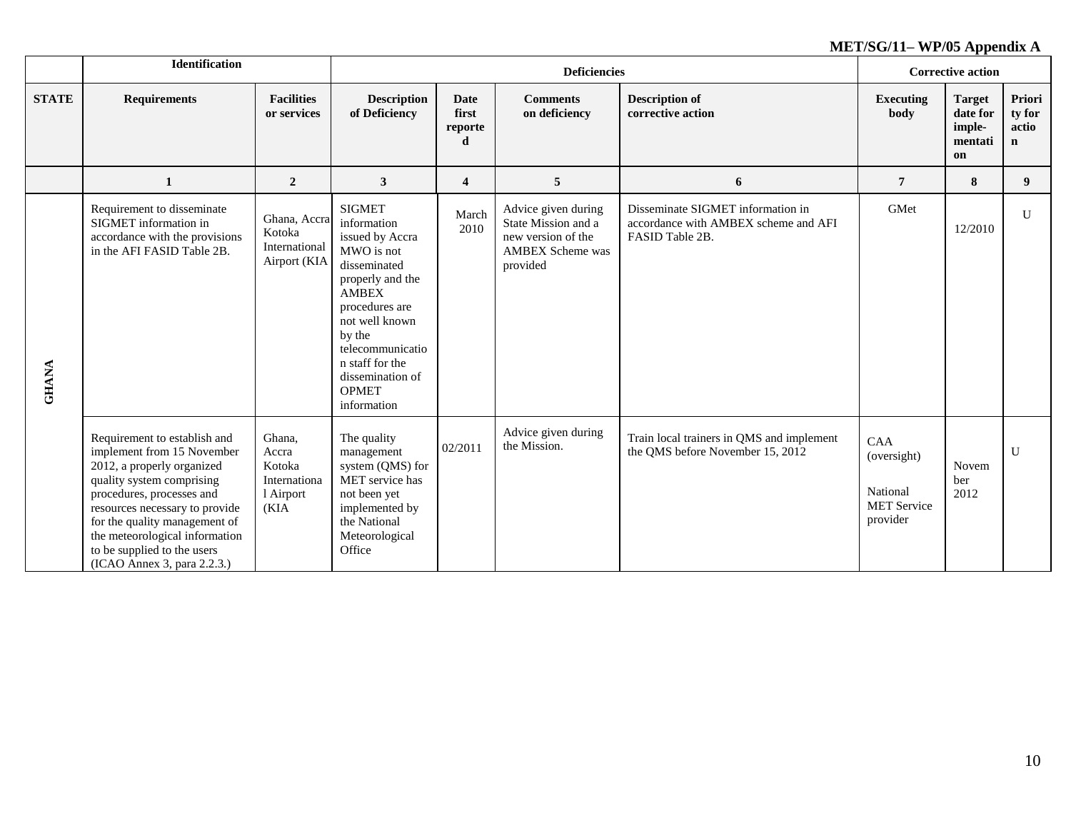**MET/SG/11– WP/05 Appendix A**

| | Identification | | Deficiencies | | | | Corrective action | | |
|---|---|---|---|---|---|---|---|---|---|
| **STATE** | **Requirements** | **Facilities or services** | **Description of Deficiency** | **Date first reported** | **Comments on deficiency** | **Description of corrective action** | **Executing body** | **Target date for imple-mentation** | **Priority for action** |
| | **1** | **2** | **3** | **4** | **5** | **6** | **7** | **8** | **9** |
| **GHANA** | Requirement to disseminate SIGMET information in accordance with the provisions in the AFI FASID Table 2B. | Ghana, Accra Kotoka International Airport (KIA | SIGMET information issued by Accra MWO is not disseminated properly and the AMBEX procedures are not well known by the telecommunication staff for the dissemination of OPMET information | March 2010 | Advice given during State Mission and a new version of the AMBEX Scheme was provided | Disseminate SIGMET information in accordance with AMBEX scheme and AFI FASID Table 2B. | GMet | 12/2010 | U |
| | Requirement to establish and implement from 15 November 2012, a properly organized quality system comprising procedures, processes and resources necessary to provide for the quality management of the meteorological information to be supplied to the users (ICAO Annex 3, para 2.2.3.) | Ghana, Accra Kotoka International Airport (KIA | The quality management system (QMS) for MET service has not been yet implemented by the National Meteorological Office | 02/2011 | Advice given during the Mission. | Train local trainers in QMS and implement the QMS before November 15, 2012 | CAA (oversight)<br><br>National MET Service provider | November 2012 | U |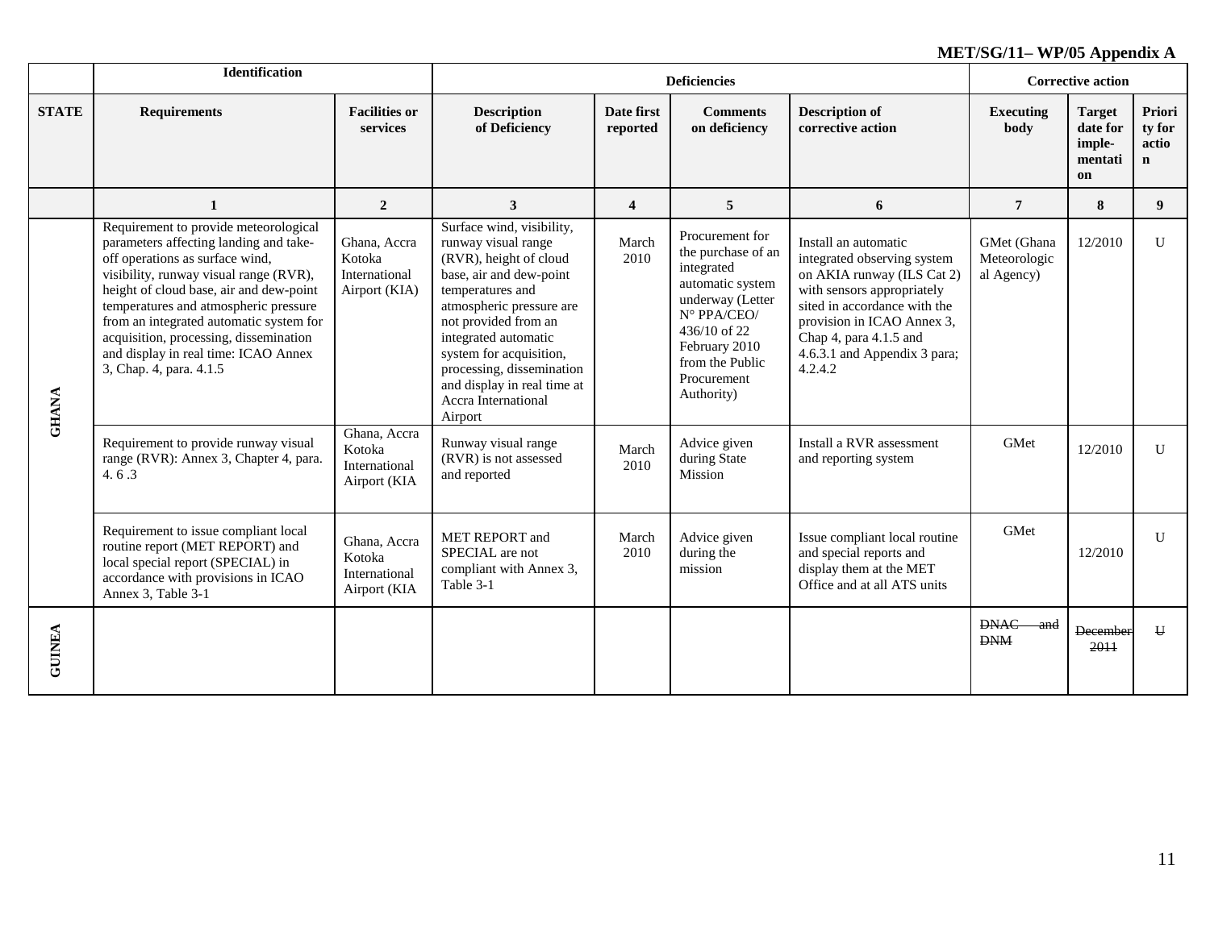**MET/SG/11– WP/05 Appendix A**

| | Identification | | Deficiencies | | | Corrective action | | | |
|---|---|---|---|---|---|---|---|---|---|
| **STATE** | **Requirements** | **Facilities or services** | **Description of Deficiency** | **Date first reported** | **Comments on deficiency** | **Description of corrective action** | **Executing body** | **Target date for imple-mentation** | **Priority for action** |
| | **1** | **2** | **3** | **4** | **5** | **6** | **7** | **8** | **9** |
| **GHANA** | Requirement to provide meteorological parameters affecting landing and take-off operations as surface wind, visibility, runway visual range (RVR), height of cloud base, air and dew-point temperatures and atmospheric pressure from an integrated automatic system for acquisition, processing, dissemination and display in real time: ICAO Annex 3, Chap. 4, para. 4.1.5 | Ghana, Accra Kotoka International Airport (KIA) | Surface wind, visibility, runway visual range (RVR), height of cloud base, air and dew-point temperatures and atmospheric pressure are not provided from an integrated automatic system for acquisition, processing, dissemination and display in real time at Accra International Airport | March 2010 | Procurement for the purchase of an integrated automatic system underway (Letter N° PPA/CEO/ 436/10 of 22 February 2010 from the Public Procurement Authority) | Install an automatic integrated observing system on AKIA runway (ILS Cat 2) with sensors appropriately sited in accordance with the provision in ICAO Annex 3, Chap 4, para 4.1.5 and 4.6.3.1 and Appendix 3 para; 4.2.4.2 | GMet (Ghana Meteorological Agency) | 12/2010 | U |
| | Requirement to provide runway visual range (RVR): Annex 3, Chapter 4, para. 4. 6 .3 | Ghana, Accra Kotoka International Airport (KIA | Runway visual range (RVR) is not assessed and reported | March 2010 | Advice given during State Mission | Install a RVR assessment and reporting system | GMet | 12/2010 | U |
| | Requirement to issue compliant local routine report (MET REPORT) and local special report (SPECIAL) in accordance with provisions in ICAO Annex 3, Table 3-1 | Ghana, Accra Kotoka International Airport (KIA | MET REPORT and SPECIAL are not compliant with Annex 3, Table 3-1 | March 2010 | Advice given during the mission | Issue compliant local routine and special reports and display them at the MET Office and at all ATS units | GMet | 12/2010 | U |
| **GUINEA** | | | | | | | ~~DNAC and DNM~~ | ~~December 2011~~ | ~~U~~ |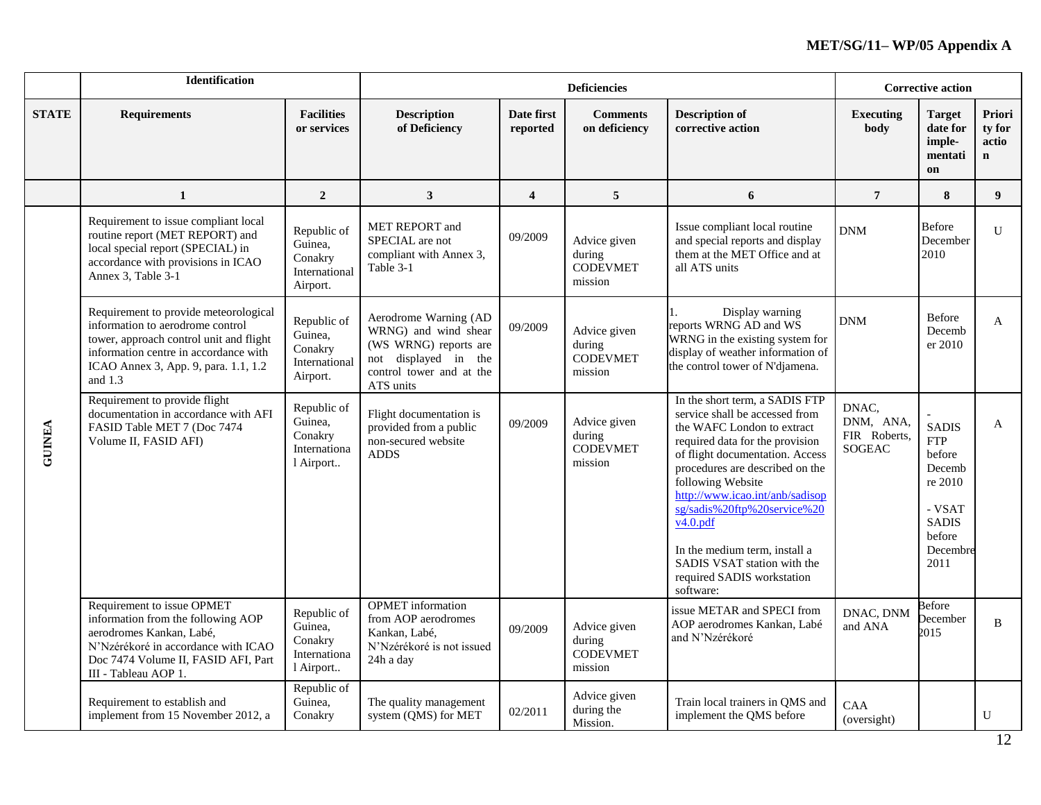| | Identification | | Deficiencies | | | | Corrective action | | |
|---|---|---|---|---|---|---|---|---|---|
| STATE | Requirements | Facilities or services | Description of Deficiency | Date first reported | Comments on deficiency | Description of corrective action | Executing body | Target date for imple-mentation | Priority for action |
| | 1 | 2 | 3 | 4 | 5 | 6 | 7 | 8 | 9 |
| GUINEA | Requirement to issue compliant local routine report (MET REPORT) and local special report (SPECIAL) in accordance with provisions in ICAO Annex 3, Table 3-1 | Republic of Guinea, Conakry International Airport. | MET REPORT and SPECIAL are not compliant with Annex 3, Table 3-1 | 09/2009 | Advice given during CODEVMET mission | Issue compliant local routine and special reports and display them at the MET Office and at all ATS units | DNM | Before December 2010 | U |
| | Requirement to provide meteorological information to aerodrome control tower, approach control unit and flight information centre in accordance with ICAO Annex 3, App. 9, para. 1.1, 1.2 and 1.3 | Republic of Guinea, Conakry International Airport. | Aerodrome Warning (AD WRNG) and wind shear (WS WRNG) reports are not displayed in the control tower and at the ATS units | 09/2009 | Advice given during CODEVMET mission | 1. Display warning reports WRNG AD and WS WRNG in the existing system for display of weather information of the control tower of N'djamena. | DNM | Before December 2010 | A |
| | Requirement to provide flight documentation in accordance with AFI FASID Table MET 7 (Doc 7474 Volume II, FASID AFI) | Republic of Guinea, Conakry International Airport.. | Flight documentation is provided from a public non-secured website ADDS | 09/2009 | Advice given during CODEVMET mission | In the short term, a SADIS FTP service shall be accessed from the WAFC London to extract required data for the provision of flight documentation. Access procedures are described on the following Website http://www.icao.int/anb/sadisopsg/sadis%20ftp%20service%20v4.0.pdf<br><br>In the medium term, install a SADIS VSAT station with the required SADIS workstation software: | DNAC, DNM, ANA, FIR Roberts, SOGEAC | - SADIS FTP before Decembre 2010<br><br>- VSAT SADIS before Decembre 2011 | A |
| | Requirement to issue OPMET information from the following AOP aerodromes Kankan, Labé, N'Nzérékoré in accordance with ICAO Doc 7474 Volume II, FASID AFI, Part III - Tableau AOP 1. | Republic of Guinea, Conakry International Airport.. | OPMET information from AOP aerodromes Kankan, Labé, N'Nzérékoré is not issued 24h a day | 09/2009 | Advice given during CODEVMET mission | issue METAR and SPECI from AOP aerodromes Kankan, Labé and N'Nzérékoré | DNAC, DNM and ANA | Before December 2015 | B |
| | Requirement to establish and implement from 15 November 2012, a | Republic of Guinea, Conakry | The quality management system (QMS) for MET | 02/2011 | Advice given during the Mission. | Train local trainers in QMS and implement the QMS before | CAA (oversight) | | U |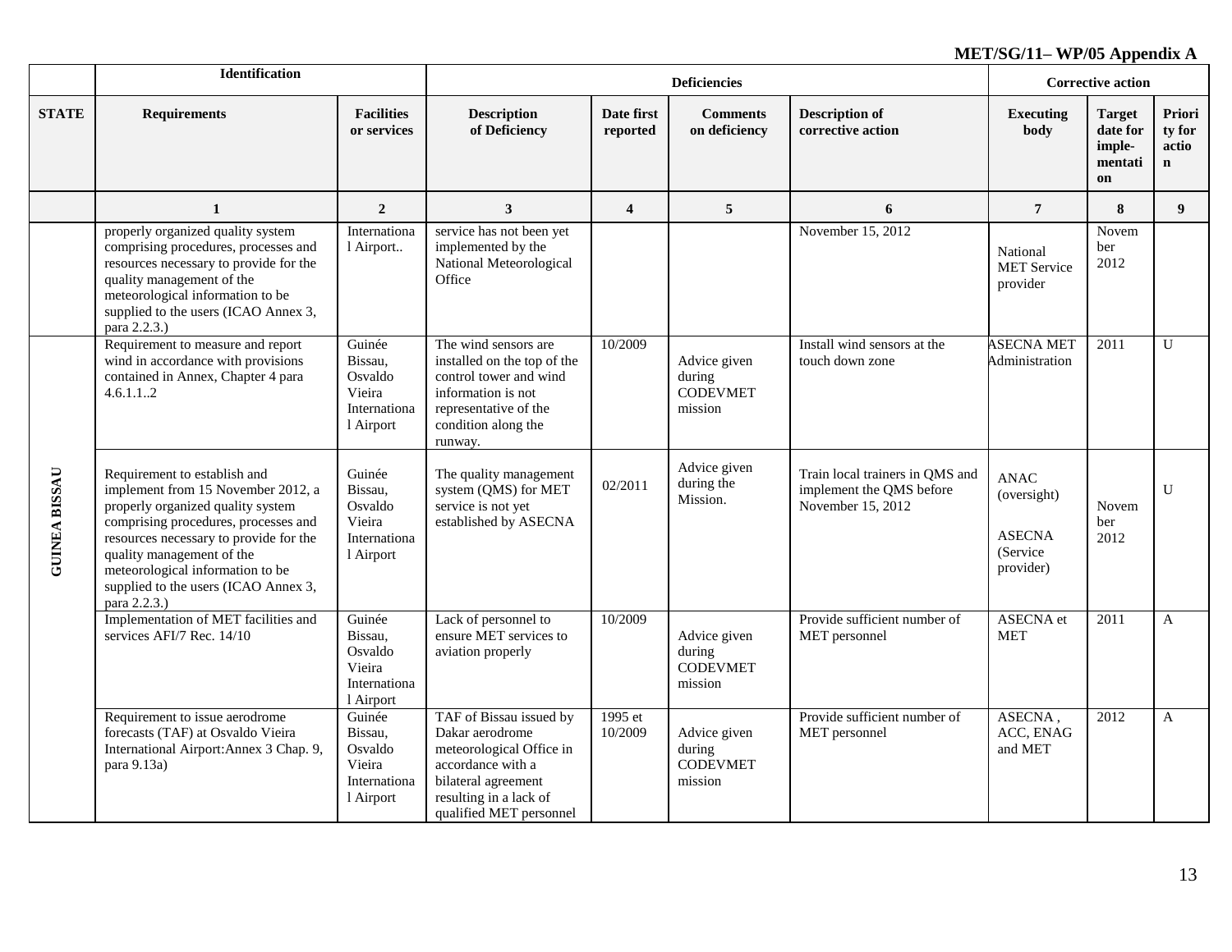**MET/SG/11– WP/05 Appendix A**

| | Identification | | Deficiencies | | | | Corrective action | | |
|---|---|---|---|---|---|---|---|---|---|
| **STATE** | **Requirements** | **Facilities or services** | **Description of Deficiency** | **Date first reported** | **Comments on deficiency** | **Description of corrective action** | **Executing body** | **Target date for imple-mentation** | **Priority for action** |
| | **1** | **2** | **3** | **4** | **5** | **6** | **7** | **8** | **9** |
| | properly organized quality system comprising procedures, processes and resources necessary to provide for the quality management of the meteorological information to be supplied to the users (ICAO Annex 3, para 2.2.3.) | International Airport.. | service has not been yet implemented by the National Meteorological Office | | | November 15, 2012 | National MET Service provider | November 2012 | |
| GUINEA BISSAU | Requirement to measure and report wind in accordance with provisions contained in Annex, Chapter 4 para 4.6.1.1..2 | Guinée Bissau, Osvaldo Vieira International Airport | The wind sensors are installed on the top of the control tower and wind information is not representative of the condition along the runway. | 10/2009 | Advice given during CODEVMET mission | Install wind sensors at the touch down zone | ASECNA MET Administration | 2011 | U |
| | Requirement to establish and implement from 15 November 2012, a properly organized quality system comprising procedures, processes and resources necessary to provide for the quality management of the meteorological information to be supplied to the users (ICAO Annex 3, para 2.2.3.) | Guinée Bissau, Osvaldo Vieira International Airport | The quality management system (QMS) for MET service is not yet established by ASECNA | 02/2011 | Advice given during the Mission. | Train local trainers in QMS and implement the QMS before November 15, 2012 | ANAC (oversight) ASECNA (Service provider) | November 2012 | U |
| | Implementation of MET facilities and services AFI/7 Rec. 14/10 | Guinée Bissau, Osvaldo Vieira International Airport | Lack of personnel to ensure MET services to aviation properly | 10/2009 | Advice given during CODEVMET mission | Provide sufficient number of MET personnel | ASECNA et MET | 2011 | A |
| | Requirement to issue aerodrome forecasts (TAF) at Osvaldo Vieira International Airport:Annex 3 Chap. 9, para 9.13a) | Guinée Bissau, Osvaldo Vieira International Airport | TAF of Bissau issued by Dakar aerodrome meteorological Office in accordance with a bilateral agreement resulting in a lack of qualified MET personnel | 1995 et 10/2009 | Advice given during CODEVMET mission | Provide sufficient number of MET personnel | ASECNA , ACC, ENAG and MET | 2012 | A |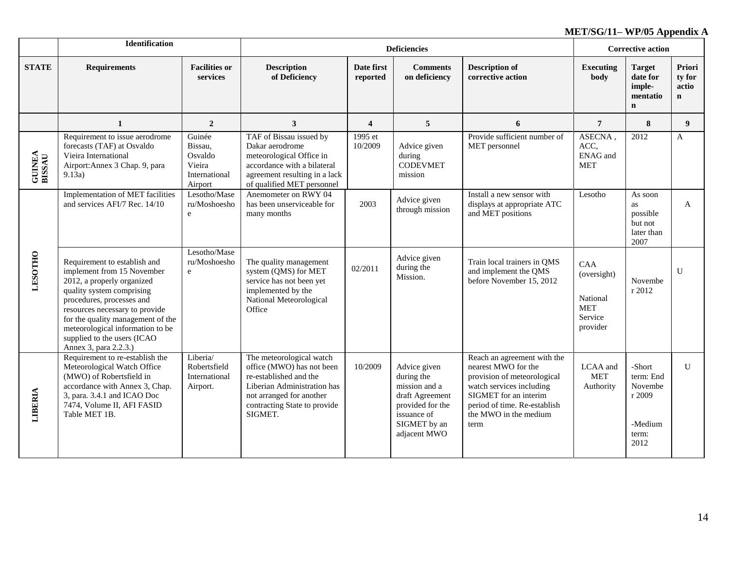**MET/SG/11– WP/05 Appendix A**

| | Identification | | Deficiencies | | | | Corrective action | | |
|---|---|---|---|---|---|---|---|---|---|
| **STATE** | **Requirements** | **Facilities or services** | **Description of Deficiency** | **Date first reported** | **Comments on deficiency** | **Description of corrective action** | **Executing body** | **Target date for imple-mentation** | **Priority for action** |
| | **1** | **2** | **3** | **4** | **5** | **6** | **7** | **8** | **9** |
| **GUINEA BISSAU** | Requirement to issue aerodrome forecasts (TAF) at Osvaldo Vieira International Airport:Annex 3 Chap. 9, para 9.13a) | Guinée Bissau, Osvaldo Vieira International Airport | TAF of Bissau issued by Dakar aerodrome meteorological Office in accordance with a bilateral agreement resulting in a lack of qualified MET personnel | 1995 et 10/2009 | Advice given during CODEVMET mission | Provide sufficient number of MET personnel | ASECNA , ACC, ENAG and MET | 2012 | A |
| **LESOTHO** | Implementation of MET facilities and services AFI/7 Rec. 14/10 | Lesotho/Maseru/Moshoeshoe | Anemometer on RWY 04 has been unserviceable for many months | 2003 | Advice given through mission | Install a new sensor with displays at appropriate ATC and MET positions | Lesotho | As soon as possible but not later than 2007 | A |
| | Requirement to establish and implement from 15 November 2012, a properly organized quality system comprising procedures, processes and resources necessary to provide for the quality management of the meteorological information to be supplied to the users (ICAO Annex 3, para 2.2.3.) | Lesotho/Maseru/Moshoeshoe | The quality management system (QMS) for MET service has not been yet implemented by the National Meteorological Office | 02/2011 | Advice given during the Mission. | Train local trainers in QMS and implement the QMS before November 15, 2012 | CAA (oversight) National MET Service provider | November 2012 | U |
| **LIBERIA** | Requirement to re-establish the Meteorological Watch Office (MWO) of Robertsfield in accordance with Annex 3, Chap. 3, para. 3.4.1 and ICAO Doc 7474, Volume II, AFI FASID Table MET 1B. | Liberia/ Robertsfield International Airport. | The meteorological watch office (MWO) has not been re-established and the Liberian Administration has not arranged for another contracting State to provide SIGMET. | 10/2009 | Advice given during the mission and a draft Agreement provided for the issuance of SIGMET by an adjacent MWO | Reach an agreement with the nearest MWO for the provision of meteorological watch services including SIGMET for an interim period of time. Re-establish the MWO in the medium term | LCAA and MET Authority | -Short term: End November 2009 -Medium term: 2012 | U |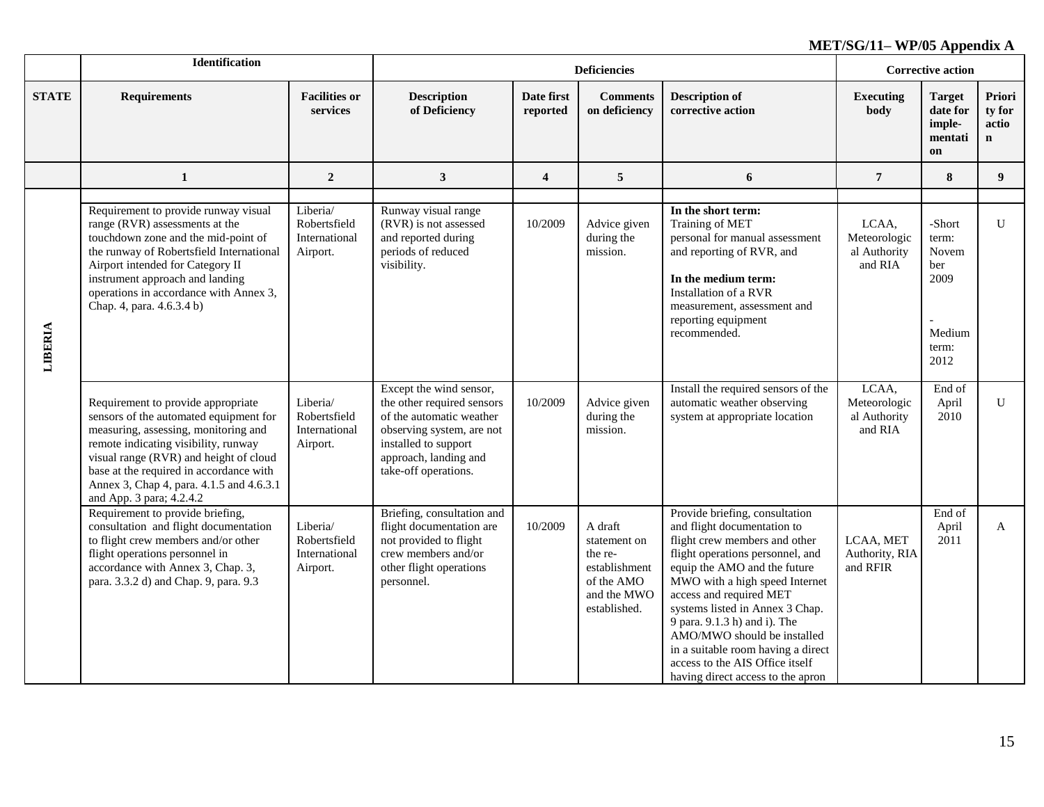**MET/SG/11– WP/05 Appendix A**

| | Identification | | Deficiencies | | | Corrective action | | | |
|---|---|---|---|---|---|---|---|---|---|
| **STATE** | **Requirements** | **Facilities or services** | **Description of Deficiency** | **Date first reported** | **Comments on deficiency** | **Description of corrective action** | **Executing body** | **Target date for imple-mentation** | **Priority for action** |
| | **1** | **2** | **3** | **4** | **5** | **6** | **7** | **8** | **9** |
| **LIBERIA** | Requirement to provide runway visual range (RVR) assessments at the touchdown zone and the mid-point of the runway of Robertsfield International Airport intended for Category II instrument approach and landing operations in accordance with Annex 3, Chap. 4, para. 4.6.3.4 b) | Liberia/ Robertsfield International Airport. | Runway visual range (RVR) is not assessed and reported during periods of reduced visibility. | 10/2009 | Advice given during the mission. | **In the short term:** Training of MET personal for manual assessment and reporting of RVR, and **In the medium term:** Installation of a RVR measurement, assessment and reporting equipment recommended. | LCAA, Meteorological Authority and RIA | -Short term: November 2009 -Medium term: 2012 | U |
| | Requirement to provide appropriate sensors of the automated equipment for measuring, assessing, monitoring and remote indicating visibility, runway visual range (RVR) and height of cloud base at the required in accordance with Annex 3, Chap 4, para. 4.1.5 and 4.6.3.1 and App. 3 para; 4.2.4.2 | Liberia/ Robertsfield International Airport. | Except the wind sensor, the other required sensors of the automatic weather observing system, are not installed to support approach, landing and take-off operations. | 10/2009 | Advice given during the mission. | Install the required sensors of the automatic weather observing system at appropriate location | LCAA, Meteorological Authority and RIA | End of April 2010 | U |
| | Requirement to provide briefing, consultation and flight documentation to flight crew members and/or other flight operations personnel in accordance with Annex 3, Chap. 3, para. 3.3.2 d) and Chap. 9, para. 9.3 | Liberia/ Robertsfield International Airport. | Briefing, consultation and flight documentation are not provided to flight crew members and/or other flight operations personnel. | 10/2009 | A draft statement on the re-establishment of the AMO and the MWO established. | Provide briefing, consultation and flight documentation to flight crew members and other flight operations personnel, and equip the AMO and the future MWO with a high speed Internet access and required MET systems listed in Annex 3 Chap. 9 para. 9.1.3 h) and i). The AMO/MWO should be installed in a suitable room having a direct access to the AIS Office itself having direct access to the apron | LCAA, MET Authority, RIA and RFIR | End of April 2011 | A |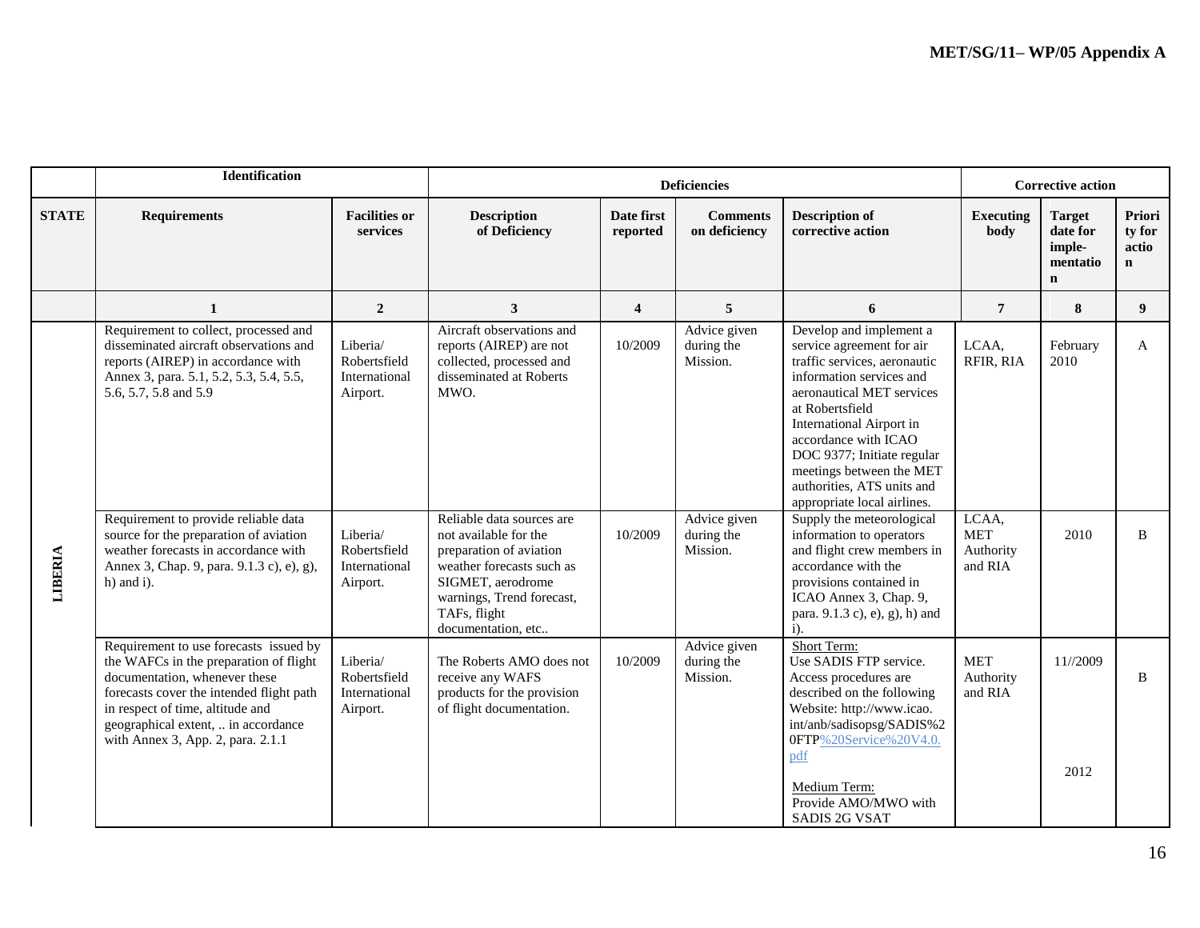| | Identification | | Deficiencies | | | | Corrective action | | |
|---|---|---|---|---|---|---|---|---|---|
| STATE | Requirements | Facilities or services | Description of Deficiency | Date first reported | Comments on deficiency | Description of corrective action | Executing body | Target date for imple-mentation | Priority for action |
| | 1 | 2 | 3 | 4 | 5 | 6 | 7 | 8 | 9 |
| LIBERIA | Requirement to collect, processed and disseminated aircraft observations and reports (AIREP) in accordance with Annex 3, para. 5.1, 5.2, 5.3, 5.4, 5.5, 5.6, 5.7, 5.8 and 5.9 | Liberia/ Robertsfield International Airport. | Aircraft observations and reports (AIREP) are not collected, processed and disseminated at Roberts MWO. | 10/2009 | Advice given during the Mission. | Develop and implement a service agreement for air traffic services, aeronautic information services and aeronautical MET services at Robertsfield International Airport in accordance with ICAO DOC 9377; Initiate regular meetings between the MET authorities, ATS units and appropriate local airlines. | LCAA, RFIR, RIA | February 2010 | A |
| | Requirement to provide reliable data source for the preparation of aviation weather forecasts in accordance with Annex 3, Chap. 9, para. 9.1.3 c), e), g), h) and i). | Liberia/ Robertsfield International Airport. | Reliable data sources are not available for the preparation of aviation weather forecasts such as SIGMET, aerodrome warnings, Trend forecast, TAFs, flight documentation, etc.. | 10/2009 | Advice given during the Mission. | Supply the meteorological information to operators and flight crew members in accordance with the provisions contained in ICAO Annex 3, Chap. 9, para. 9.1.3 c), e), g), h) and i). | LCAA, MET Authority and RIA | 2010 | B |
| | Requirement to use forecasts issued by the WAFCs in the preparation of flight documentation, whenever these forecasts cover the intended flight path in respect of time, altitude and geographical extent, .. in accordance with Annex 3, App. 2, para. 2.1.1 | Liberia/ Robertsfield International Airport. | The Roberts AMO does not receive any WAFS products for the provision of flight documentation. | 10/2009 | Advice given during the Mission. | Short Term: Use SADIS FTP service. Access procedures are described on the following Website: http://www.icao.int/anb/sadisopsg/SADIS%20FTP%20Service%20V4.0.pdf<br><br>Medium Term: Provide AMO/MWO with SADIS 2G VSAT | MET Authority and RIA | 11//2009<br><br>2012 | B |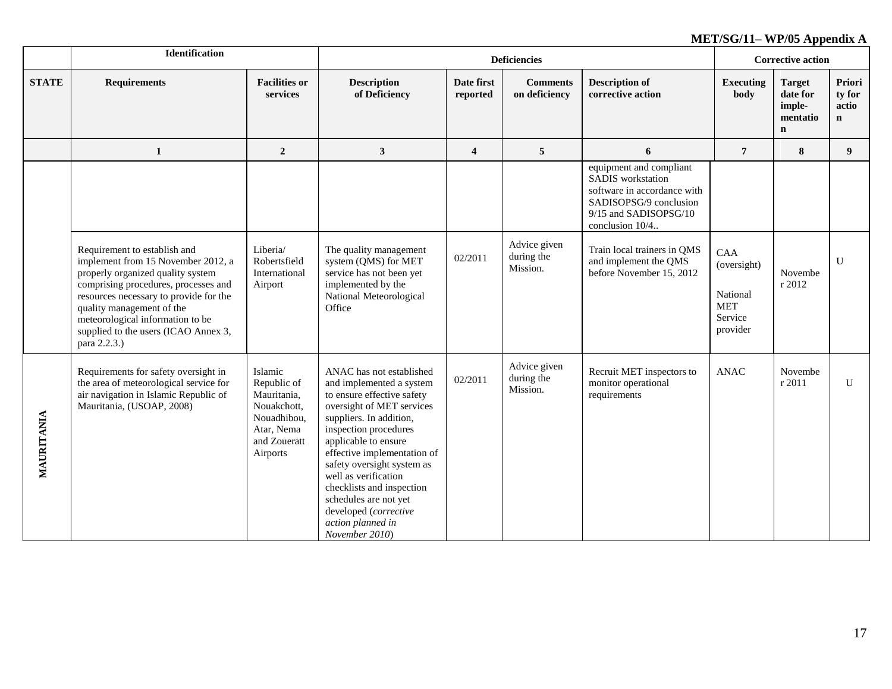**MET/SG/11– WP/05 Appendix A**

| | Identification | | Deficiencies | | | | Corrective action | | |
|---|---|---|---|---|---|---|---|---|---|
| **STATE** | **Requirements** | **Facilities or services** | **Description of Deficiency** | **Date first reported** | **Comments on deficiency** | **Description of corrective action** | **Executing body** | **Target date for imple-mentation** | **Priority for action** |
| | **1** | **2** | **3** | **4** | **5** | **6** | **7** | **8** | **9** |
| | | | | | | equipment and compliant SADIS workstation software in accordance with SADISOPSG/9 conclusion 9/15 and SADISOPSG/10 conclusion 10/4.. | | | |
| | Requirement to establish and implement from 15 November 2012, a properly organized quality system comprising procedures, processes and resources necessary to provide for the quality management of the meteorological information to be supplied to the users (ICAO Annex 3, para 2.2.3.) | Liberia/ Robertsfield International Airport | The quality management system (QMS) for MET service has not been yet implemented by the National Meteorological Office | 02/2011 | Advice given during the Mission. | Train local trainers in QMS and implement the QMS before November 15, 2012 | CAA (oversight)<br><br>National MET Service provider | November 2012 | U |
| **MAURITANIA** | Requirements for safety oversight in the area of meteorological service for air navigation in Islamic Republic of Mauritania, (USOAP, 2008) | Islamic Republic of Mauritania, Nouakchott, Nouadhibou, Atar, Nema and Roueratt Airports | ANAC has not established and implemented a system to ensure effective safety oversight of MET services suppliers. In addition, inspection procedures applicable to ensure effective implementation of safety oversight system as well as verification checklists and inspection schedules are not yet developed (*corrective action planned in November 2010*) | 02/2011 | Advice given during the Mission. | Recruit MET inspectors to monitor operational requirements | ANAC | November 2011 | U |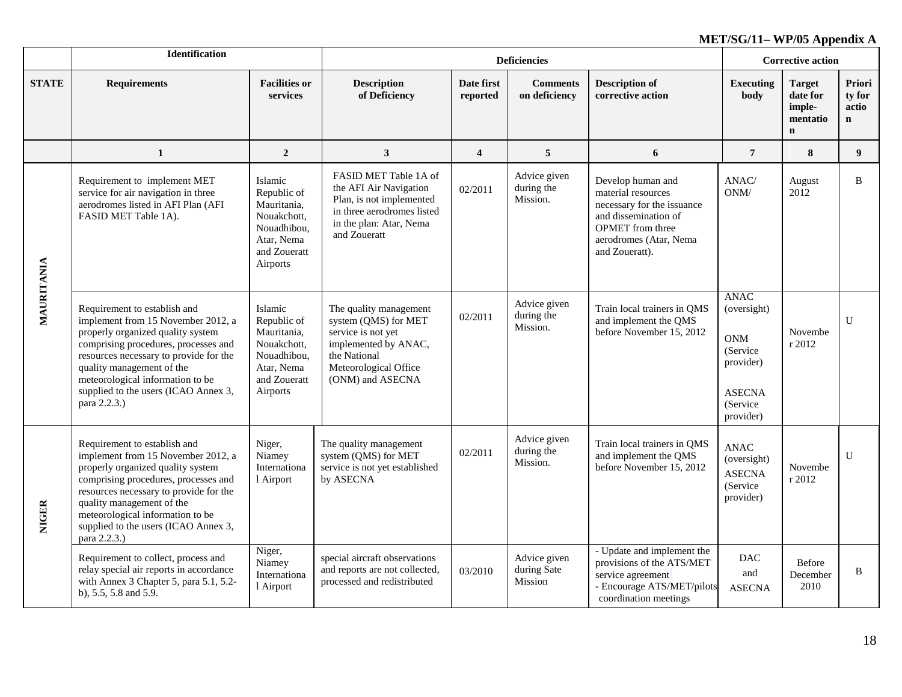**MET/SG/11– WP/05 Appendix A**

| | Identification | | Deficiencies | | | | Corrective action | | |
|---|---|---|---|---|---|---|---|---|---|
| **STATE** | **Requirements** | **Facilities or services** | **Description of Deficiency** | **Date first reported** | **Comments on deficiency** | **Description of corrective action** | **Executing body** | **Target date for imple-mentation** | **Priority for action** |
| | **1** | **2** | **3** | **4** | **5** | **6** | **7** | **8** | **9** |
| **MAURITANIA** | Requirement to implement MET service for air navigation in three aerodromes listed in AFI Plan (AFI FASID MET Table 1A). | Islamic Republic of Mauritania, Nouakchott, Nouadhibou, Atar, Nema and Zoueratt Airports | FASID MET Table 1A of the AFI Air Navigation Plan, is not implemented in three aerodromes listed in the plan: Atar, Nema and Zoueratt | 02/2011 | Advice given during the Mission. | Develop human and material resources necessary for the issuance and dissemination of OPMET from three aerodromes (Atar, Nema and Zoueratt). | ANAC/ ONM/ | August 2012 | B |
| | Requirement to establish and implement from 15 November 2012, a properly organized quality system comprising procedures, processes and resources necessary to provide for the quality management of the meteorological information to be supplied to the users (ICAO Annex 3, para 2.2.3.) | Islamic Republic of Mauritania, Nouakchott, Nouadhibou, Atar, Nema and Zoueratt Airports | The quality management system (QMS) for MET service is not yet implemented by ANAC, the National Meteorological Office (ONM) and ASECNA | 02/2011 | Advice given during the Mission. | Train local trainers in QMS and implement the QMS before November 15, 2012 | ANAC (oversight)<br><br>ONM (Service provider)<br><br>ASECNA (Service provider) | November 2012 | U |
| **NIGER** | Requirement to establish and implement from 15 November 2012, a properly organized quality system comprising procedures, processes and resources necessary to provide for the quality management of the meteorological information to be supplied to the users (ICAO Annex 3, para 2.2.3.) | Niger, Niamey International Airport | The quality management system (QMS) for MET service is not yet established by ASECNA | 02/2011 | Advice given during the Mission. | Train local trainers in QMS and implement the QMS before November 15, 2012 | ANAC (oversight)<br>ASECNA (Service provider) | November 2012 | U |
| | Requirement to collect, process and relay special air reports in accordance with Annex 3 Chapter 5, para 5.1, 5.2-b), 5.5, 5.8 and 5.9. | Niger, Niamey International Airport | special aircraft observations and reports are not collected, processed and redistributed | 03/2010 | Advice given during Sate Mission | - Update and implement the provisions of the ATS/MET service agreement<br>- Encourage ATS/MET/pilots coordination meetings | DAC and ASECNA | Before December 2010 | B |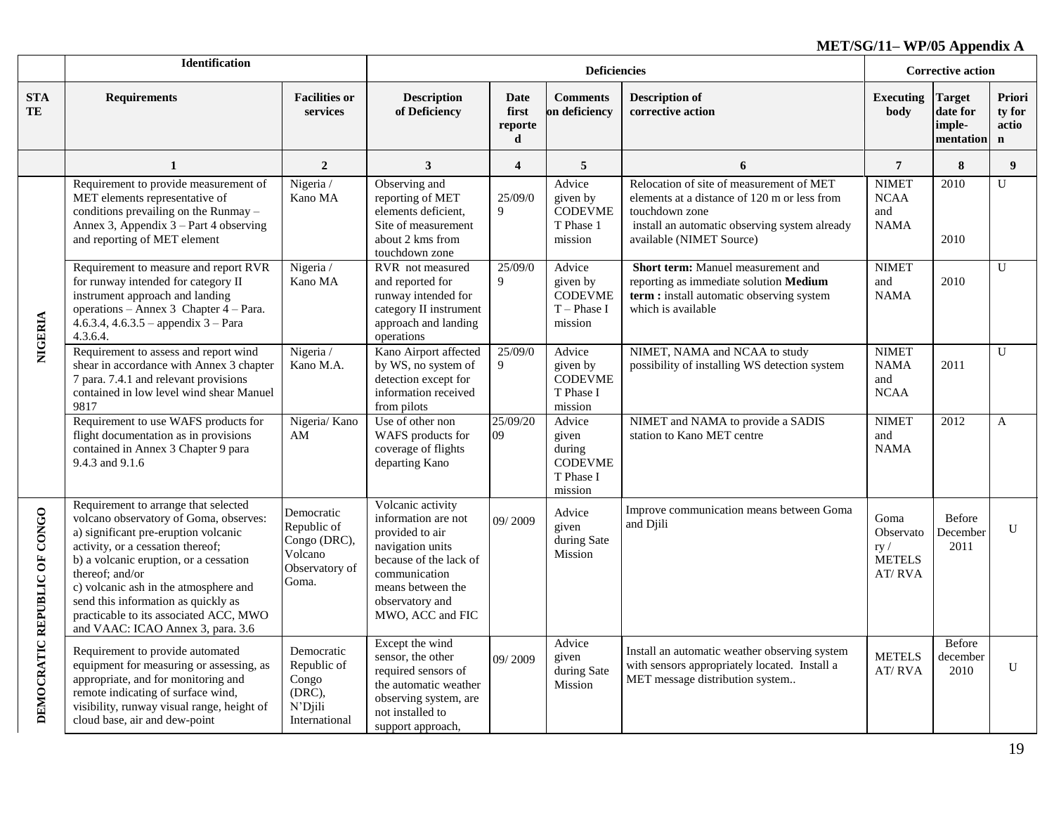**MET/SG/11– WP/05 Appendix A**

| | Identification | | Deficiencies | | | | Corrective action | | |
|---|---|---|---|---|---|---|---|---|---|
| **STATE** | **Requirements** | **Facilities or services** | **Description of Deficiency** | **Date first reported** | **Comments on deficiency** | **Description of corrective action** | **Executing body** | **Target date for imple-mentation** | **Priority for action** |
| | **1** | **2** | **3** | **4** | **5** | **6** | **7** | **8** | **9** |
| **NIGERIA** | Requirement to provide measurement of MET elements representative of conditions prevailing on the Runmay – Annex 3, Appendix 3 – Part 4 observing and reporting of MET element | Nigeria / Kano MA | Observing and reporting of MET elements deficient, Site of measurement about 2 kms from touchdown zone | 25/09/09 | Advice given by CODEVMET Phase 1 mission | Relocation of site of measurement of MET elements at a distance of 120 m or less from touchdown zone<br>install an automatic observing system already available (NIMET Source) | NIMET NCAA and NAMA | 2010<br><br>2010 | U |
| | Requirement to measure and report RVR for runway intended for category II instrument approach and landing operations – Annex 3 Chapter 4 – Para. 4.6.3.4, 4.6.3.5 – appendix 3 – Para 4.3.6.4. | Nigeria / Kano MA | RVR not measured and reported for runway intended for category II instrument approach and landing operations | 25/09/09 | Advice given by CODEVMET – Phase I mission | **Short term:** Manuel measurement and reporting as immediate solution **Medium term :** install automatic observing system which is available | NIMET and NAMA | 2010 | U |
| | Requirement to assess and report wind shear in accordance with Annex 3 chapter 7 para. 7.4.1 and relevant provisions contained in low level wind shear Manuel 9817 | Nigeria / Kano M.A. | Kano Airport affected by WS, no system of detection except for information received from pilots | 25/09/09 | Advice given by CODEVMET Phase I mission | NIMET, NAMA and NCAA to study possibility of installing WS detection system | NIMET NAMA and NCAA | 2011 | U |
| | Requirement to use WAFS products for flight documentation as in provisions contained in Annex 3 Chapter 9 para 9.4.3 and 9.1.6 | Nigeria/ Kano AM | Use of other non WAFS products for coverage of flights departing Kano | 25/09/2009 | Advice given during CODEVMET Phase I mission | NIMET and NAMA to provide a SADIS station to Kano MET centre | NIMET and NAMA | 2012 | A |
| **DEMOCRATIC REPUBLIC OF CONGO** | Requirement to arrange that selected volcano observatory of Goma, observes:<br>a) significant pre-eruption volcanic activity, or a cessation thereof;<br>b) a volcanic eruption, or a cessation thereof; and/or<br>c) volcanic ash in the atmosphere and send this information as quickly as practicable to its associated ACC, MWO and VAAC: ICAO Annex 3, para. 3.6 | Democratic Republic of Congo (DRC), Volcano Observatory of Goma. | Volcanic activity information are not provided to air navigation units because of the lack of communication means between the observatory and MWO, ACC and FIC | 09/ 2009 | Advice given during Sate Mission | Improve communication means between Goma and Djili | Goma Observatory / METELSAT/ RVA | Before December 2011 | U |
| | Requirement to provide automated equipment for measuring or assessing, as appropriate, and for monitoring and remote indicating of surface wind, visibility, runway visual range, height of cloud base, air and dew-point | Democratic Republic of Congo (DRC), N'Djili International | Except the wind sensor, the other required sensors of the automatic weather observing system, are not installed to support approach, | 09/ 2009 | Advice given during Sate Mission | Install an automatic weather observing system with sensors appropriately located. Install a MET message distribution system.. | METELSAT/ RVA | Before december 2010 | U |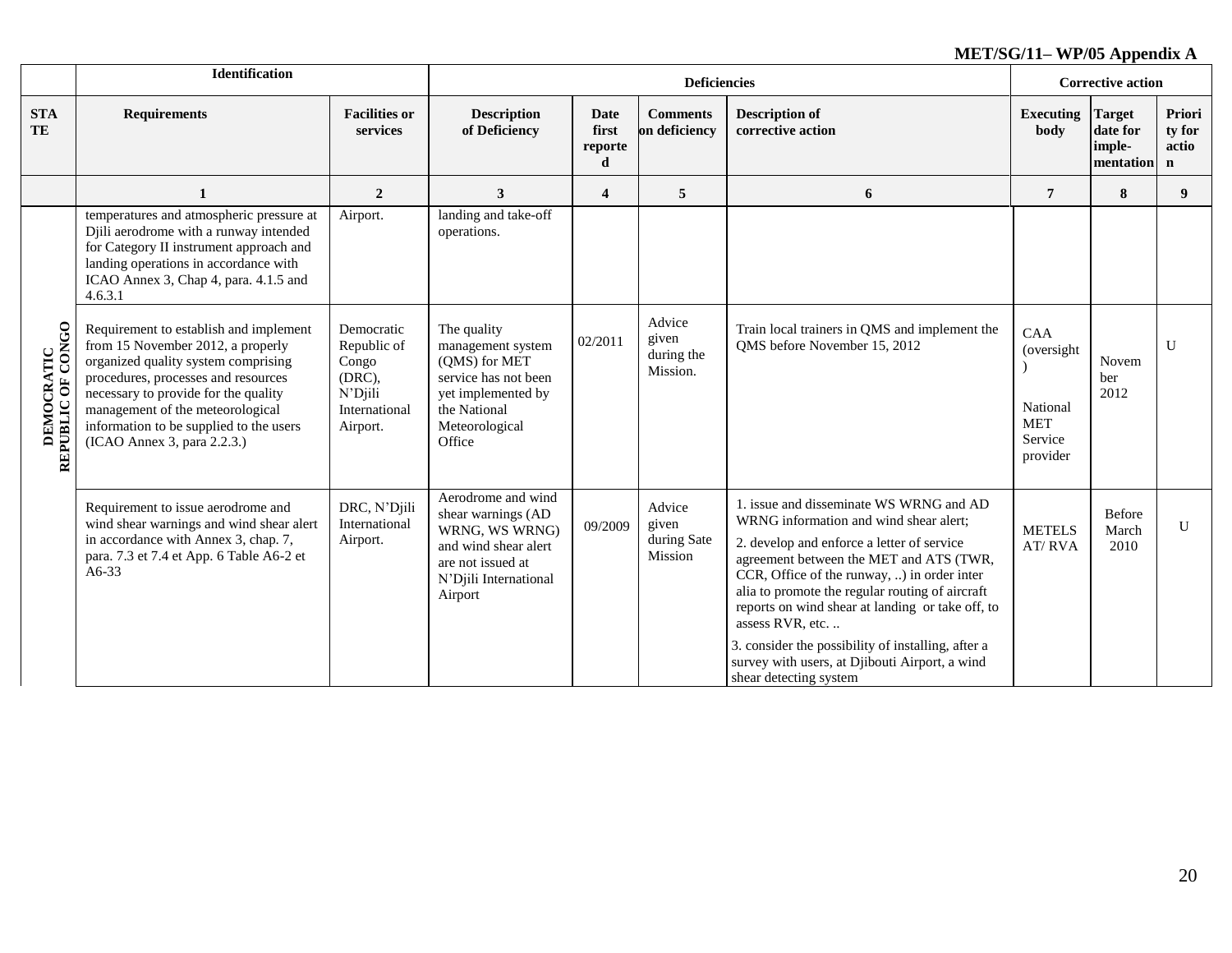**MET/SG/11– WP/05 Appendix A**

| | Identification | | Deficiencies | | | | Corrective action | | |
|---|---|---|---|---|---|---|---|---|---|
| STATE | Requirements | Facilities or services | Description of Deficiency | Date first reported | Comments on deficiency | Description of corrective action | Executing body | Target date for imple-mentation | Priority for action |
| | 1 | 2 | 3 | 4 | 5 | 6 | 7 | 8 | 9 |
| DEMOCRATIC REPUBLIC OF CONGO | temperatures and atmospheric pressure at Djili aerodrome with a runway intended for Category II instrument approach and landing operations in accordance with ICAO Annex 3, Chap 4, para. 4.1.5 and 4.6.3.1 | Airport. | landing and take-off operations. | | | | | | |
| | Requirement to establish and implement from 15 November 2012, a properly organized quality system comprising procedures, processes and resources necessary to provide for the quality management of the meteorological information to be supplied to the users (ICAO Annex 3, para 2.2.3.) | Democratic Republic of Congo (DRC), N'Djili International Airport. | The quality management system (QMS) for MET service has not been yet implemented by the National Meteorological Office | 02/2011 | Advice given during the Mission. | Train local trainers in QMS and implement the QMS before November 15, 2012 | CAA (oversight) National MET Service provider | November 2012 | U |
| | Requirement to issue aerodrome and wind shear warnings and wind shear alert in accordance with Annex 3, chap. 7, para. 7.3 et 7.4 et App. 6 Table A6-2 et A6-33 | DRC, N'Djili International Airport. | Aerodrome and wind shear warnings (AD WRNG, WS WRNG) and wind shear alert are not issued at N'Djili International Airport | 09/2009 | Advice given during Sate Mission | 1. issue and disseminate WS WRNG and AD WRNG information and wind shear alert;<br>2. develop and enforce a letter of service agreement between the MET and ATS (TWR, CCR, Office of the runway, ..) in order inter alia to promote the regular routing of aircraft reports on wind shear at landing or take off, to assess RVR, etc. ..<br>3. consider the possibility of installing, after a survey with users, at Djibouti Airport, a wind shear detecting system | METELSAT/ RVA | Before March 2010 | U |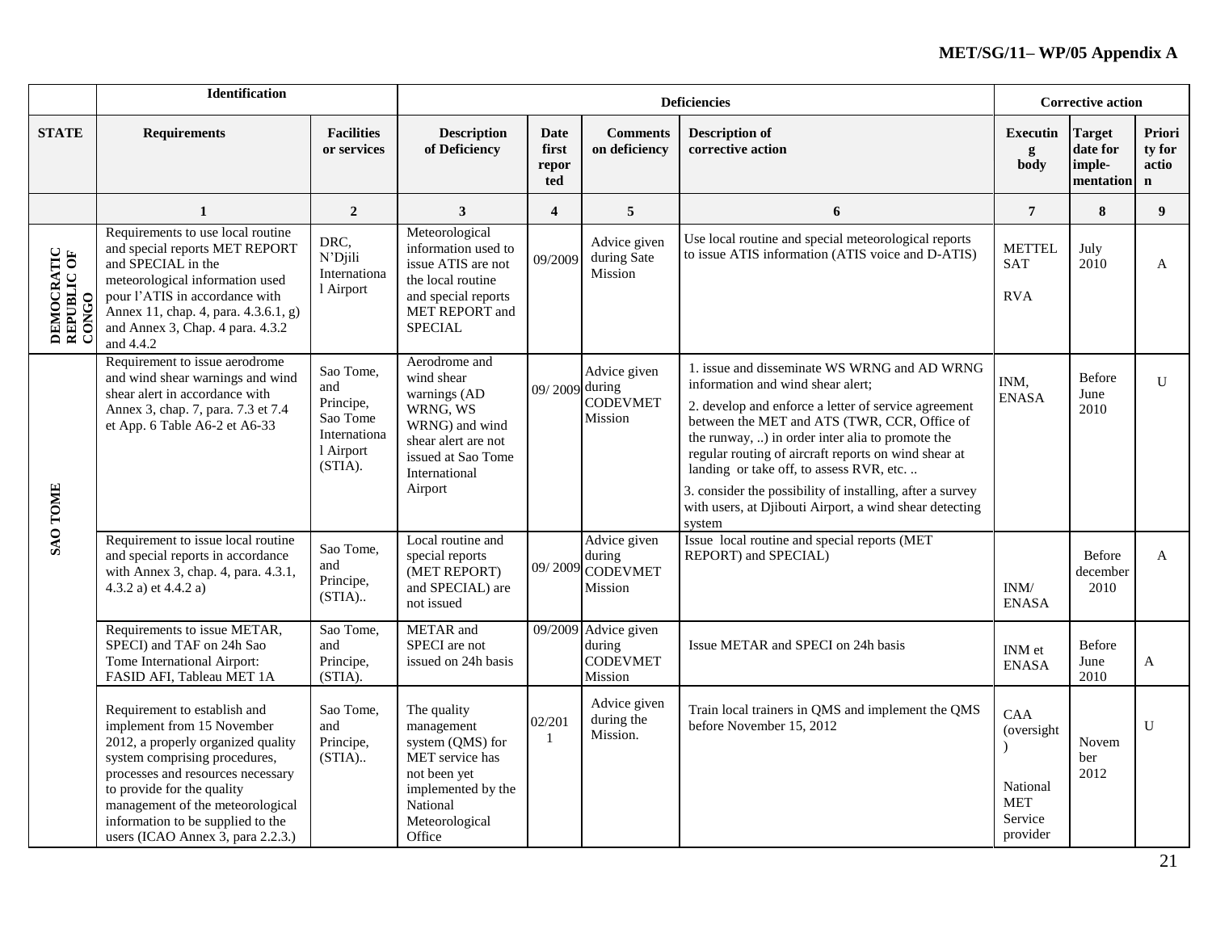**MET/SG/11– WP/05 Appendix A**

| | Identification | | Deficiencies | | | | Corrective action | | |
|---|---|---|---|---|---|---|---|---|---|
| STATE | Requirements | Facilities or services | Description of Deficiency | Date first reported | Comments on deficiency | Description of corrective action | Executing body | Target date for imple-mentation | Priority for action |
| | 1 | 2 | 3 | 4 | 5 | 6 | 7 | 8 | 9 |
| DEMOCRATIC REPUBLIC OF CONGO | Requirements to use local routine and special reports MET REPORT and SPECIAL in the meteorological information used pour l'ATIS in accordance with Annex 11, chap. 4, para. 4.3.6.1, g) and Annex 3, Chap. 4 para. 4.3.2 and 4.4.2 | DRC, N'Djili International Airport | Meteorological information used to issue ATIS are not the local routine and special reports MET REPORT and SPECIAL | 09/2009 | Advice given during Sate Mission | Use local routine and special meteorological reports to issue ATIS information (ATIS voice and D-ATIS) | METTELSAT RVA | July 2010 | A |
| SAO TOME | Requirement to issue aerodrome and wind shear warnings and wind shear alert in accordance with Annex 3, chap. 7, para. 7.3 et 7.4 et App. 6 Table A6-2 et A6-33 | Sao Tome, and Principe, Sao Tome International Airport (STIA). | Aerodrome and wind shear warnings (AD WRNG, WS WRNG) and wind shear alert are not issued at Sao Tome International Airport | 09/ 2009 | Advice given during CODEVMET Mission | 1. issue and disseminate WS WRNG and AD WRNG information and wind shear alert;<br>2. develop and enforce a letter of service agreement between the MET and ATS (TWR, CCR, Office of the runway, ..) in order inter alia to promote the regular routing of aircraft reports on wind shear at landing or take off, to assess RVR, etc. ..<br>3. consider the possibility of installing, after a survey with users, at Djibouti Airport, a wind shear detecting system | INM, ENASA | Before June 2010 | U |
| | Requirement to issue local routine and special reports in accordance with Annex 3, chap. 4, para. 4.3.1, 4.3.2 a) et 4.4.2 a) | Sao Tome, and Principe, (STIA).. | Local routine and special reports (MET REPORT) and SPECIAL) are not issued | 09/ 2009 | Advice given during CODEVMET Mission | Issue local routine and special reports (MET REPORT) and SPECIAL) | INM/ ENASA | Before december 2010 | A |
| | Requirements to issue METAR, SPECI) and TAF on 24h Sao Tome International Airport: FASID AFI, Tableau MET 1A | Sao Tome, and Principe, (STIA). | METAR and SPECI are not issued on 24h basis | 09/2009 | Advice given during CODEVMET Mission | Issue METAR and SPECI on 24h basis | INM et ENASA | Before June 2010 | A |
| | Requirement to establish and implement from 15 November 2012, a properly organized quality system comprising procedures, processes and resources necessary to provide for the quality management of the meteorological information to be supplied to the users (ICAO Annex 3, para 2.2.3.) | Sao Tome, and Principe, (STIA).. | The quality management system (QMS) for MET service has not been yet implemented by the National Meteorological Office | 02/2011 | Advice given during the Mission. | Train local trainers in QMS and implement the QMS before November 15, 2012 | CAA (oversight) National MET Service provider | November 2012 | U |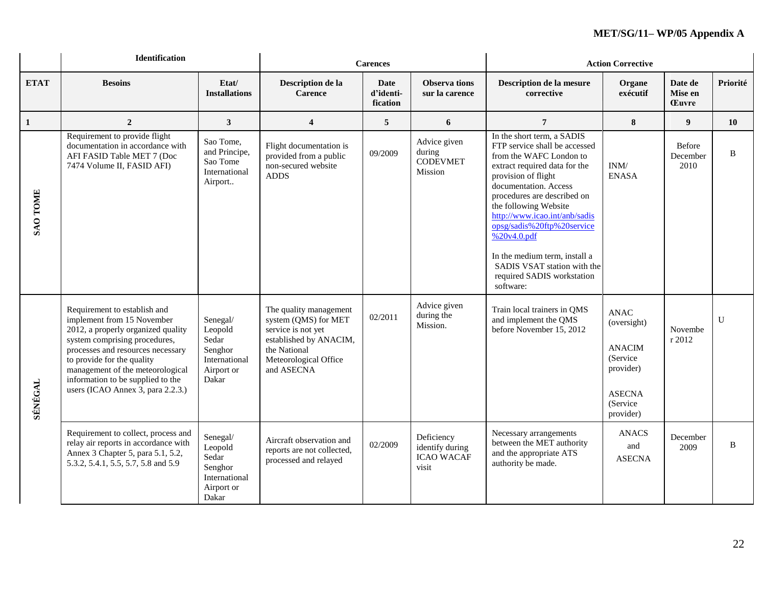| | Identification | | Carences | | | Action Corrective | | | |
|---|---|---|---|---|---|---|---|---|---|
| **ETAT** | **Besoins** | **Etat/ Installations** | **Description de la Carence** | **Date d'identi-fication** | **Observa tions sur la carence** | **Description de la mesure corrective** | **Organe exécutif** | **Date de Mise en Œuvre** | **Priorité** |
| **1** | **2** | **3** | **4** | **5** | **6** | **7** | **8** | **9** | **10** |
| **SAO TOME** | Requirement to provide flight documentation in accordance with AFI FASID Table MET 7 (Doc 7474 Volume II, FASID AFI) | Sao Tome, and Principe, Sao Tome International Airport.. | Flight documentation is provided from a public non-secured website ADDS | 09/2009 | Advice given during CODEVMET Mission | In the short term, a SADIS FTP service shall be accessed from the WAFC London to extract required data for the provision of flight documentation. Access procedures are described on the following Website http://www.icao.int/anb/sadisopsg/sadis%20ftp%20service%20v4.0.pdf<br><br>In the medium term, install a SADIS VSAT station with the required SADIS workstation software: | INM/ ENASA | Before December 2010 | B |
| **SÉNÉGAL** | Requirement to establish and implement from 15 November 2012, a properly organized quality system comprising procedures, processes and resources necessary to provide for the quality management of the meteorological information to be supplied to the users (ICAO Annex 3, para 2.2.3.) | Senegal/ Leopold Sedar Senghor International Airport or Dakar | The quality management system (QMS) for MET service is not yet established by ANACIM, the National Meteorological Office and ASECNA | 02/2011 | Advice given during the Mission. | Train local trainers in QMS and implement the QMS before November 15, 2012 | ANAC (oversight)<br><br>ANACIM (Service provider)<br><br>ASECNA (Service provider) | Novembe r 2012 | U |
| | Requirement to collect, process and relay air reports in accordance with Annex 3 Chapter 5, para 5.1, 5.2, 5.3.2, 5.4.1, 5.5, 5.7, 5.8 and 5.9 | Senegal/ Leopold Sedar Senghor International Airport or Dakar | Aircraft observation and reports are not collected, processed and relayed | 02/2009 | Deficiency identify during ICAO WACAF visit | Necessary arrangements between the MET authority and the appropriate ATS authority be made. | ANACS and ASECNA | December 2009 | B |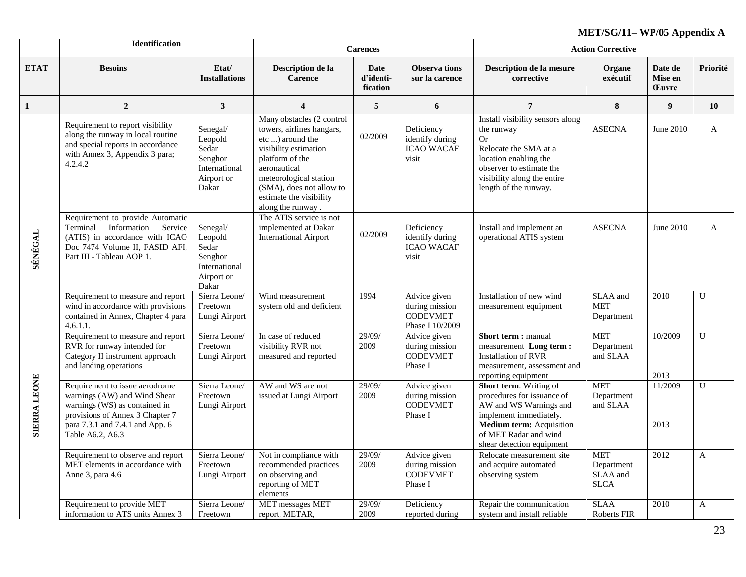**MET/SG/11– WP/05 Appendix A**

| | Identification | | Carences | | | Action Corrective | | | |
|---|---|---|---|---|---|---|---|---|---|
| **ETAT** | **Besoins** | **Etat/ Installations** | **Description de la Carence** | **Date d'identi-fication** | **Observa tions sur la carence** | **Description de la mesure corrective** | **Organe exécutif** | **Date de Mise en Œuvre** | **Priorité** |
| **1** | **2** | **3** | **4** | **5** | **6** | **7** | **8** | **9** | **10** |
| **SÉNÉGAL** | Requirement to report visibility along the runway in local routine and special reports in accordance with Annex 3, Appendix 3 para; 4.2.4.2 | Senegal/ Leopold Sedar Senghor International Airport or Dakar | Many obstacles (2 control towers, airlines hangars, etc ...) around the visibility estimation platform of the aeronautical meteorological station (SMA), does not allow to estimate the visibility along the runway . | 02/2009 | Deficiency identify during ICAO WACAF visit | Install visibility sensors along the runway Or Relocate the SMA at a location enabling the observer to estimate the visibility along the entire length of the runway. | ASECNA | June 2010 | A |
| | Requirement to provide Automatic Terminal Information Service (ATIS) in accordance with ICAO Doc 7474 Volume II, FASID AFI, Part III - Tableau AOP 1. | Senegal/ Leopold Sedar Senghor International Airport or Dakar | The ATIS service is not implemented at Dakar International Airport | 02/2009 | Deficiency identify during ICAO WACAF visit | Install and implement an operational ATIS system | ASECNA | June 2010 | A |
| **SIERRA LEONE** | Requirement to measure and report wind in accordance with provisions contained in Annex, Chapter 4 para 4.6.1.1. | Sierra Leone/ Freetown Lungi Airport | Wind measurement system old and deficient | 1994 | Advice given during mission CODEVMET Phase I 10/2009 | Installation of new wind measurement equipment | SLAA and MET Department | 2010 | U |
| | Requirement to measure and report RVR for runway intended for Category II instrument approach and landing operations | Sierra Leone/ Freetown Lungi Airport | In case of reduced visibility RVR not measured and reported | 29/09/ 2009 | Advice given during mission CODEVMET Phase I | **Short term :** manual measurement **Long term :** Installation of RVR measurement, assessment and reporting equipment | MET Department and SLAA | 10/2009<br><br>2013 | U |
| | Requirement to issue aerodrome warnings (AW) and Wind Shear warnings (WS) as contained in provisions of Annex 3 Chapter 7 para 7.3.1 and 7.4.1 and App. 6 Table A6.2, A6.3 | Sierra Leone/ Freetown Lungi Airport | AW and WS are not issued at Lungi Airport | 29/09/ 2009 | Advice given during mission CODEVMET Phase I | **Short term**: Writing of procedures for issuance of AW and WS Warnings and implement immediately. **Medium term:** Acquisition of MET Radar and wind shear detection equipment | MET Department and SLAA | 11/2009<br><br>2013 | U |
| | Requirement to observe and report MET elements in accordance with Anne 3, para 4.6 | Sierra Leone/ Freetown Lungi Airport | Not in compliance with recommended practices on observing and reporting of MET elements | 29/09/ 2009 | Advice given during mission CODEVMET Phase I | Relocate measurement site and acquire automated observing system | MET Department SLAA and SLCA | 2012 | A |
| | Requirement to provide MET information to ATS units Annex 3 | Sierra Leone/ Freetown | MET messages MET report, METAR, | 29/09/ 2009 | Deficiency reported during | Repair the communication system and install reliable | SLAA Roberts FIR | 2010 | A |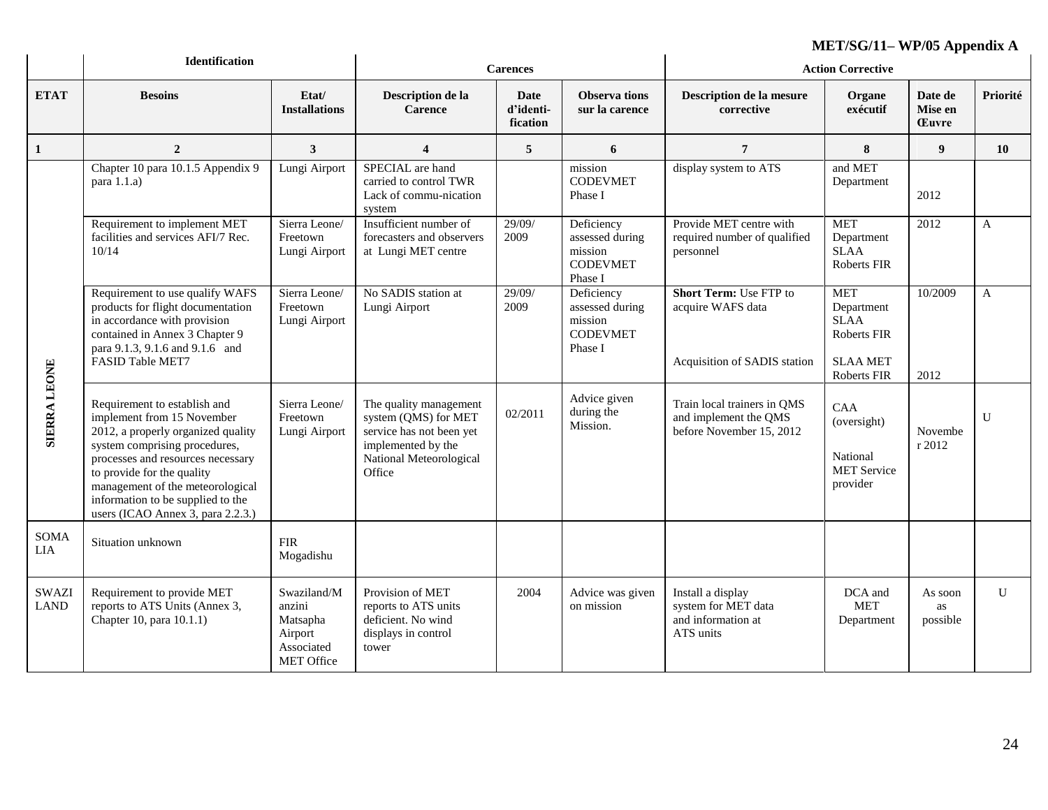**MET/SG/11– WP/05 Appendix A**

| | Identification | | Carences | | | Action Corrective | | | |
|---|---|---|---|---|---|---|---|---|---|
| **ETAT** | **Besoins** | **Etat/ Installations** | **Description de la Carence** | **Date d'identi-fication** | **Observa tions sur la carence** | **Description de la mesure corrective** | **Organe exécutif** | **Date de Mise en Œuvre** | **Priorité** |
| **1** | **2** | **3** | **4** | **5** | **6** | **7** | **8** | **9** | **10** |
| **SIERRA LEONE** | Chapter 10 para 10.1.5 Appendix 9 para 1.1.a) | Lungi Airport | SPECIAL are hand carried to control TWR Lack of commu-nication system | | mission CODEVMET Phase I | display system to ATS | and MET Department | 2012 | |
| | Requirement to implement MET facilities and services AFI/7 Rec. 10/14 | Sierra Leone/ Freetown Lungi Airport | Insufficient number of forecasters and observers at Lungi MET centre | 29/09/ 2009 | Deficiency assessed during mission CODEVMET Phase I | Provide MET centre with required number of qualified personnel | MET Department SLAA Roberts FIR | 2012 | A |
| | Requirement to use qualify WAFS products for flight documentation in accordance with provision contained in Annex 3 Chapter 9 para 9.1.3, 9.1.6 and 9.1.6 and FASID Table MET7 | Sierra Leone/ Freetown Lungi Airport | No SADIS station at Lungi Airport | 29/09/ 2009 | Deficiency assessed during mission CODEVMET Phase I | **Short Term:** Use FTP to acquire WAFS data<br><br>Acquisition of SADIS station | MET Department SLAA Roberts FIR<br><br>SLAA MET Roberts FIR | 10/2009<br><br>2012 | A |
| | Requirement to establish and implement from 15 November 2012, a properly organized quality system comprising procedures, processes and resources necessary to provide for the quality management of the meteorological information to be supplied to the users (ICAO Annex 3, para 2.2.3.) | Sierra Leone/ Freetown Lungi Airport | The quality management system (QMS) for MET service has not been yet implemented by the National Meteorological Office | 02/2011 | Advice given during the Mission. | Train local trainers in QMS and implement the QMS before November 15, 2012 | CAA (oversight)<br><br>National MET Service provider | Novembe r 2012 | U |
| SOMA LIA | Situation unknown | FIR Mogadishu | | | | | | | |
| SWAZI LAND | Requirement to provide MET reports to ATS Units (Annex 3, Chapter 10, para 10.1.1) | Swaziland/M anzini Matsapha Airport Associated MET Office | Provision of MET reports to ATS units deficient. No wind displays in control tower | 2004 | Advice was given on mission | Install a display system for MET data and information at ATS units | DCA and MET Department | As soon as possible | U |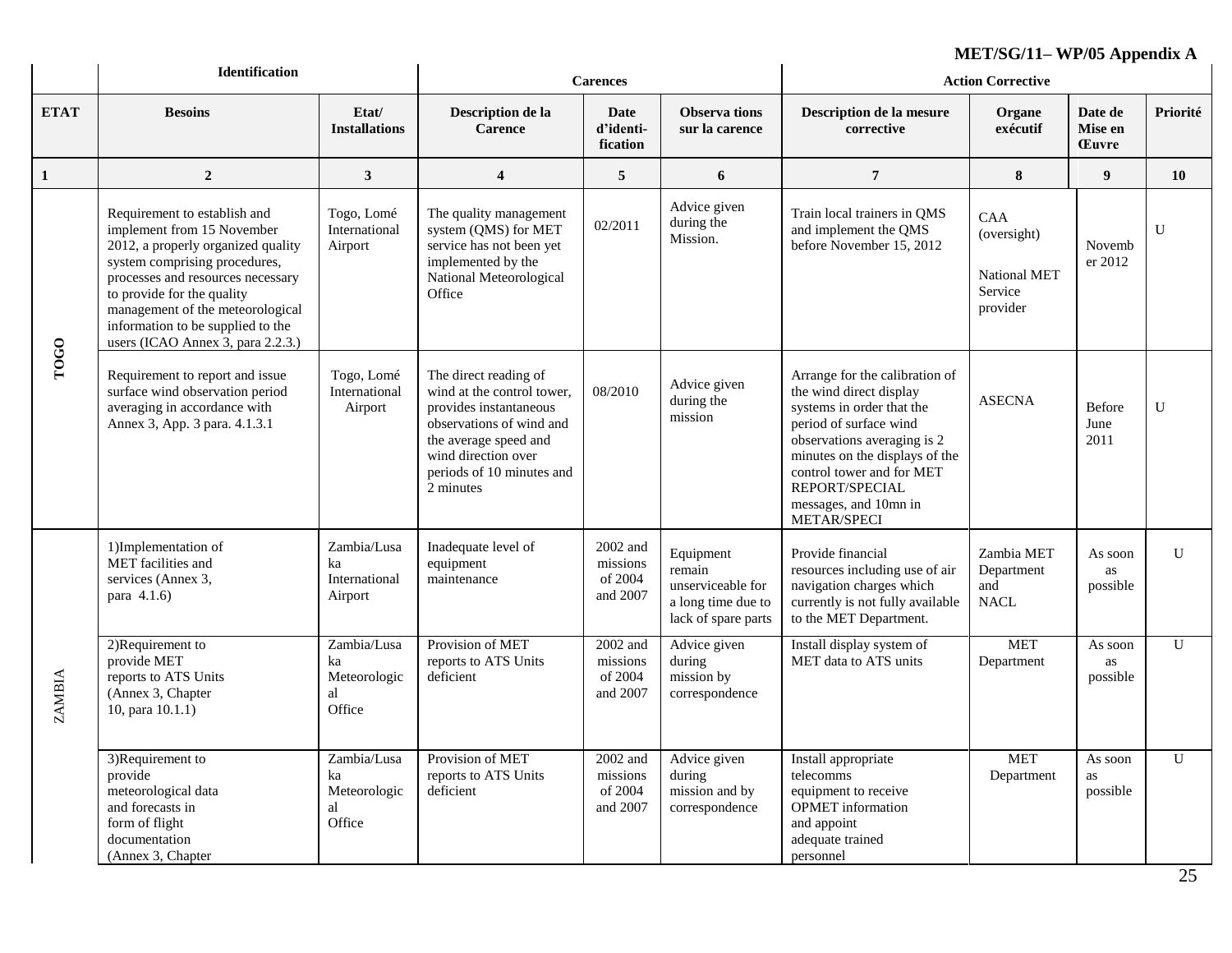**MET/SG/11– WP/05 Appendix A**

| | Identification | | Carences | | | Action Corrective | | | |
|---|---|---|---|---|---|---|---|---|---|
| **ETAT** | **Besoins** | **Etat/ Installations** | **Description de la Carence** | **Date d'identi-fication** | **Observa tions sur la carence** | **Description de la mesure corrective** | **Organe exécutif** | **Date de Mise en Œuvre** | **Priorité** |
| **1** | **2** | **3** | **4** | **5** | **6** | **7** | **8** | **9** | **10** |
| **TOGO** | Requirement to establish and implement from 15 November 2012, a properly organized quality system comprising procedures, processes and resources necessary to provide for the quality management of the meteorological information to be supplied to the users (ICAO Annex 3, para 2.2.3.) | Togo, Lomé International Airport | The quality management system (QMS) for MET service has not been yet implemented by the National Meteorological Office | 02/2011 | Advice given during the Mission. | Train local trainers in QMS and implement the QMS before November 15, 2012 | CAA (oversight)<br>National MET Service provider | November 2012 | U |
| | Requirement to report and issue surface wind observation period averaging in accordance with Annex 3, App. 3 para. 4.1.3.1 | Togo, Lomé International Airport | The direct reading of wind at the control tower, provides instantaneous observations of wind and the average speed and wind direction over periods of 10 minutes and 2 minutes | 08/2010 | Advice given during the mission | Arrange for the calibration of the wind direct display systems in order that the period of surface wind observations averaging is 2 minutes on the displays of the control tower and for MET REPORT/SPECIAL messages, and 10mn in METAR/SPECI | ASECNA | Before June 2011 | U |
| ZAMBIA | 1)Implementation of MET facilities and services (Annex 3, para 4.1.6) | Zambia/Lusaka International Airport | Inadequate level of equipment maintenance | 2002 and missions of 2004 and 2007 | Equipment remain unserviceable for a long time due to lack of spare parts | Provide financial resources including use of air navigation charges which currently is not fully available to the MET Department. | Zambia MET Department and NACL | As soon as possible | U |
| | 2)Requirement to provide MET reports to ATS Units (Annex 3, Chapter 10, para 10.1.1) | Zambia/Lusaka Meteorological Office | Provision of MET reports to ATS Units deficient | 2002 and missions of 2004 and 2007 | Advice given during mission by correspondence | Install display system of MET data to ATS units | MET Department | As soon as possible | U |
| | 3)Requirement to provide meteorological data and forecasts in form of flight documentation (Annex 3, Chapter | Zambia/Lusaka Meteorological Office | Provision of MET reports to ATS Units deficient | 2002 and missions of 2004 and 2007 | Advice given during mission and by correspondence | Install appropriate telecomms equipment to receive OPMET information and appoint adequate trained personnel | MET Department | As soon as possible | U |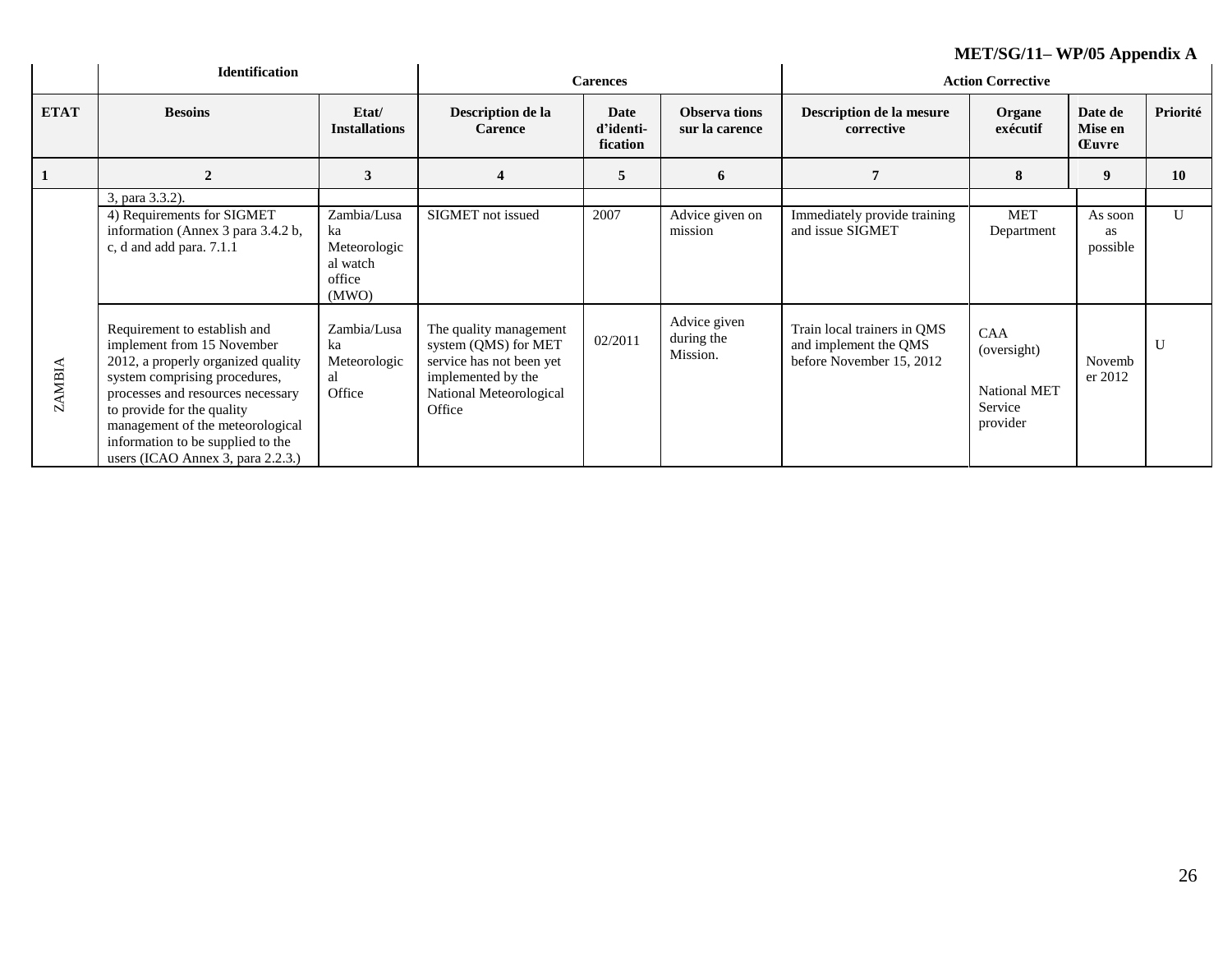**MET/SG/11– WP/05 Appendix A**

| | Identification | | Carences | | | Action Corrective | | | |
|---|---|---|---|---|---|---|---|---|---|
| **ETAT** | **Besoins** | **Etat/ Installations** | **Description de la Carence** | **Date d'identi-fication** | **Observa tions sur la carence** | **Description de la mesure corrective** | **Organe exécutif** | **Date de Mise en Œuvre** | **Priorité** |
| **1** | **2** | **3** | **4** | **5** | **6** | **7** | **8** | **9** | **10** |
| ZAMBIA | 3, para 3.3.2). | | | | | | | | |
| | 4) Requirements for SIGMET information (Annex 3 para 3.4.2 b, c, d and add para. 7.1.1 | Zambia/Lusaka Meteorological watch office (MWO) | SIGMET not issued | 2007 | Advice given on mission | Immediately provide training and issue SIGMET | MET Department | As soon as possible | U |
| | Requirement to establish and implement from 15 November 2012, a properly organized quality system comprising procedures, processes and resources necessary to provide for the quality management of the meteorological information to be supplied to the users (ICAO Annex 3, para 2.2.3.) | Zambia/Lusaka Meteorological Office | The quality management system (QMS) for MET service has not been yet implemented by the National Meteorological Office | 02/2011 | Advice given during the Mission. | Train local trainers in QMS and implement the QMS before November 15, 2012 | CAA (oversight) National MET Service provider | November 2012 | U |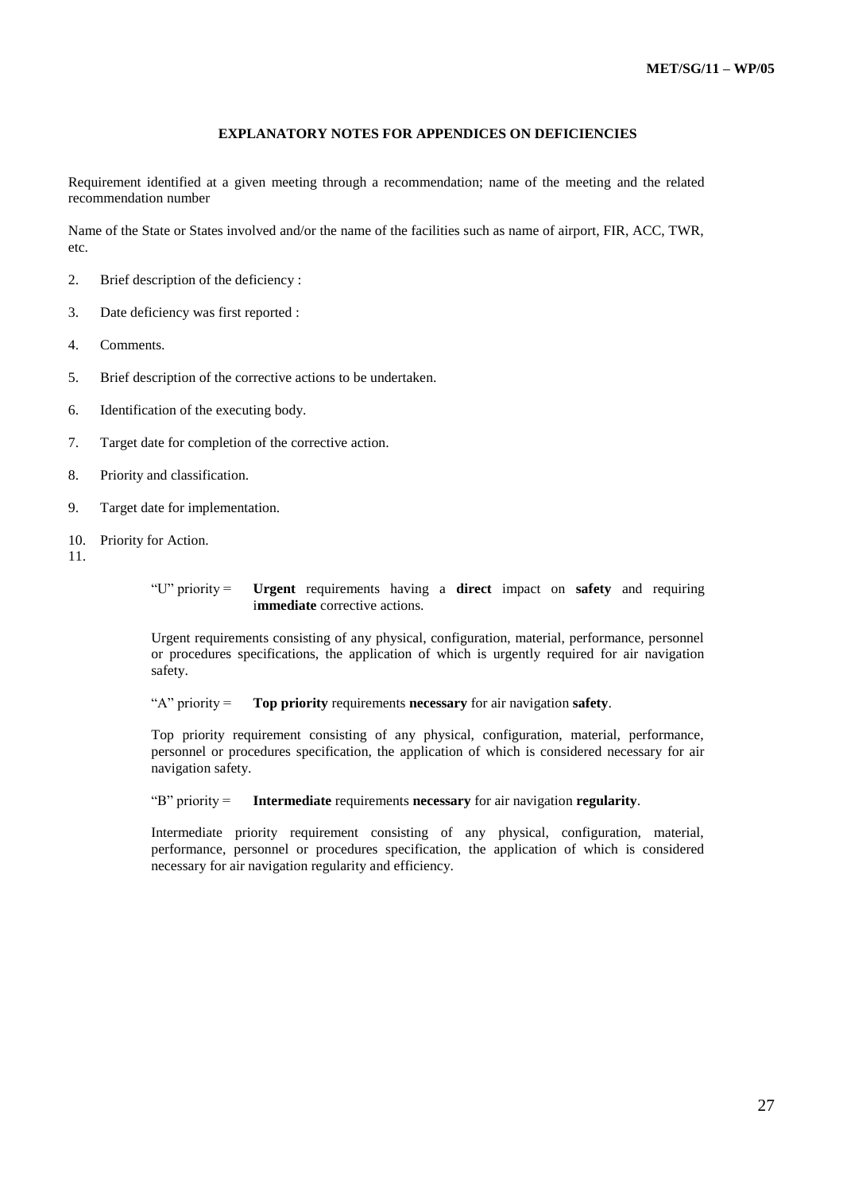## EXPLANATORY NOTES FOR APPENDICES ON DEFICIENCIES

Requirement identified at a given meeting through a recommendation; name of the meeting and the related recommendation number

Name of the State or States involved and/or the name of the facilities such as name of airport, FIR, ACC, TWR, etc.

2. Brief description of the deficiency :

3. Date deficiency was first reported :

4. Comments.

5. Brief description of the corrective actions to be undertaken.

6. Identification of the executing body.

7. Target date for completion of the corrective action.

8. Priority and classification.

9. Target date for implementation.

10. Priority for Action.

11.

> "U" priority = **Urgent** requirements having a **direct** impact on **safety** and requiring i**mmediate** corrective actions.
>
> Urgent requirements consisting of any physical, configuration, material, performance, personnel or procedures specifications, the application of which is urgently required for air navigation safety.
>
> "A" priority = **Top priority** requirements **necessary** for air navigation **safety**.
>
> Top priority requirement consisting of any physical, configuration, material, performance, personnel or procedures specification, the application of which is considered necessary for air navigation safety.
>
> "B" priority = **Intermediate** requirements **necessary** for air navigation **regularity**.
>
> Intermediate priority requirement consisting of any physical, configuration, material, performance, personnel or procedures specification, the application of which is considered necessary for air navigation regularity and efficiency.